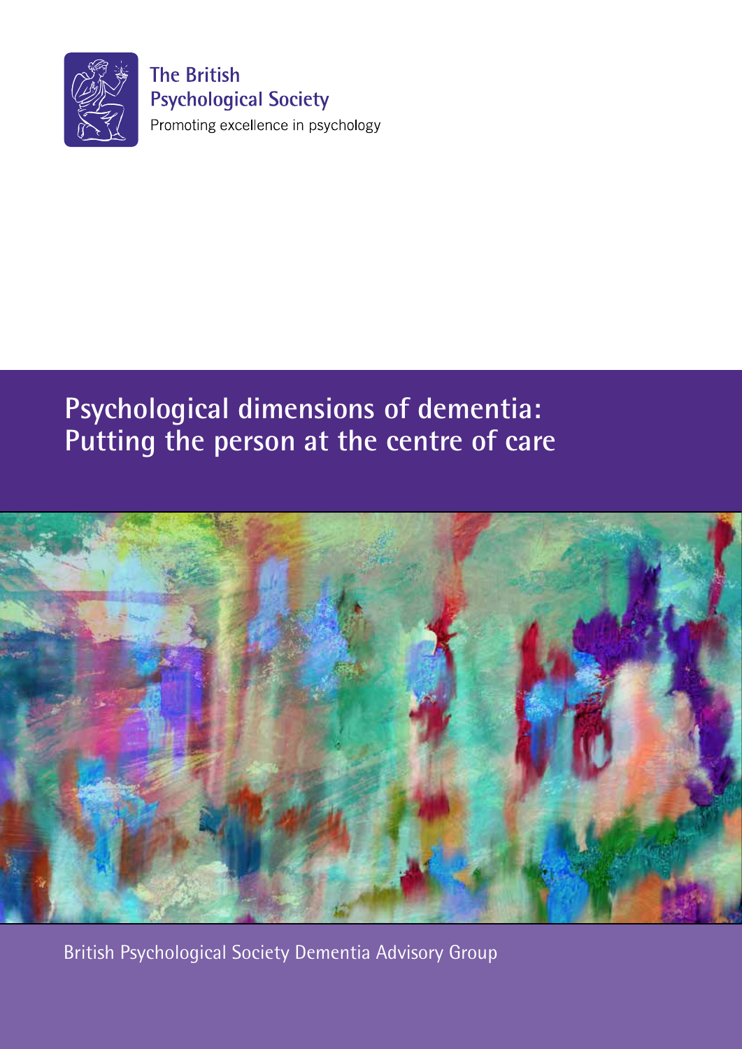The British Psychological Society

Promoting excellence in psychology

# Psychological dimensions of dementia: Putting the person at the centre of care

British Psychological Society Dementia Advisory Group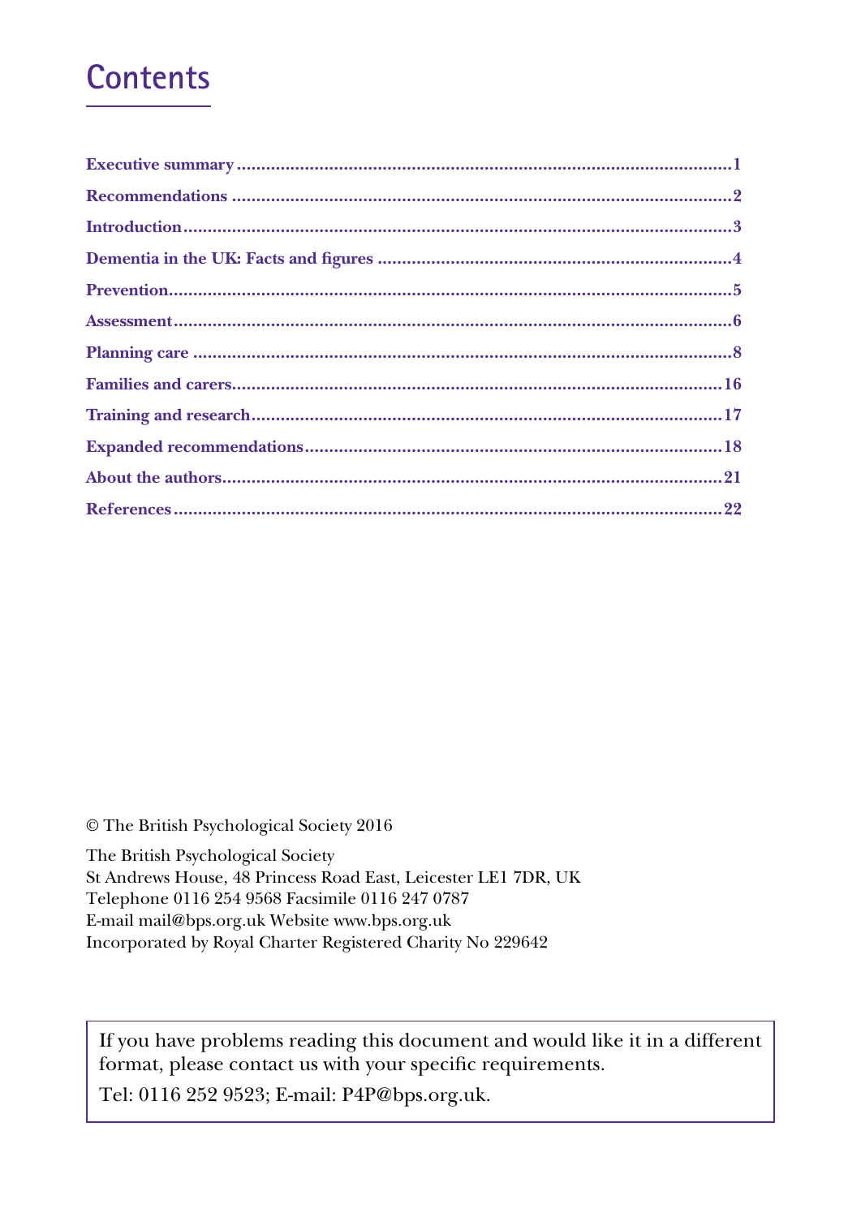# Contents

**Executive summary** .......................................................................................1

**Recommendations** .......................................................................................2

**Introduction** .......................................................................................3

**Dementia in the UK: Facts and figures** .......................................................................................4

**Prevention** .......................................................................................5

**Assessment** .......................................................................................6

**Planning care** .......................................................................................8

**Families and carers** .......................................................................................16

**Training and research** .......................................................................................17

**Expanded recommendations** .......................................................................................18

**About the authors** .......................................................................................21

**References** .......................................................................................22

© The British Psychological Society 2016

The British Psychological Society
St Andrews House, 48 Princess Road East, Leicester LE1 7DR, UK
Telephone 0116 254 9568 Facsimile 0116 247 0787
E-mail mail@bps.org.uk Website www.bps.org.uk
Incorporated by Royal Charter Registered Charity No 229642

If you have problems reading this document and would like it in a different format, please contact us with your specific requirements.

Tel: 0116 252 9523; E-mail: P4P@bps.org.uk.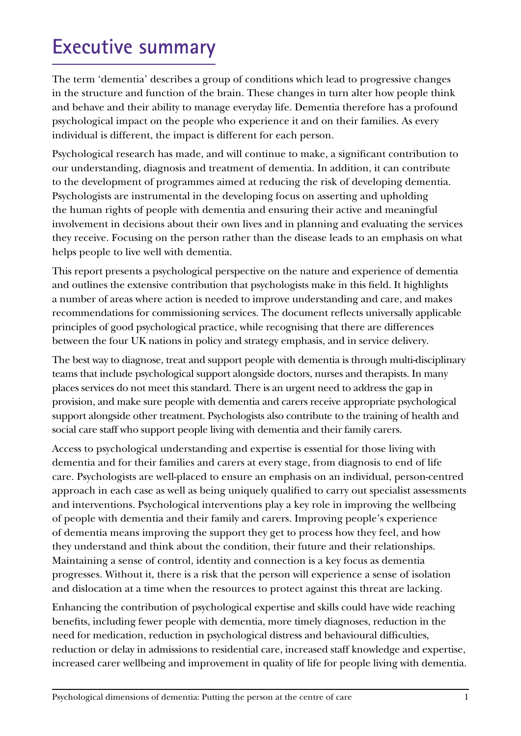# Executive summary

The term 'dementia' describes a group of conditions which lead to progressive changes in the structure and function of the brain. These changes in turn alter how people think and behave and their ability to manage everyday life. Dementia therefore has a profound psychological impact on the people who experience it and on their families. As every individual is different, the impact is different for each person.

Psychological research has made, and will continue to make, a significant contribution to our understanding, diagnosis and treatment of dementia. In addition, it can contribute to the development of programmes aimed at reducing the risk of developing dementia. Psychologists are instrumental in the developing focus on asserting and upholding the human rights of people with dementia and ensuring their active and meaningful involvement in decisions about their own lives and in planning and evaluating the services they receive. Focusing on the person rather than the disease leads to an emphasis on what helps people to live well with dementia.

This report presents a psychological perspective on the nature and experience of dementia and outlines the extensive contribution that psychologists make in this field. It highlights a number of areas where action is needed to improve understanding and care, and makes recommendations for commissioning services. The document reflects universally applicable principles of good psychological practice, while recognising that there are differences between the four UK nations in policy and strategy emphasis, and in service delivery.

The best way to diagnose, treat and support people with dementia is through multi-disciplinary teams that include psychological support alongside doctors, nurses and therapists. In many places services do not meet this standard. There is an urgent need to address the gap in provision, and make sure people with dementia and carers receive appropriate psychological support alongside other treatment. Psychologists also contribute to the training of health and social care staff who support people living with dementia and their family carers.

Access to psychological understanding and expertise is essential for those living with dementia and for their families and carers at every stage, from diagnosis to end of life care. Psychologists are well-placed to ensure an emphasis on an individual, person-centred approach in each case as well as being uniquely qualified to carry out specialist assessments and interventions. Psychological interventions play a key role in improving the wellbeing of people with dementia and their family and carers. Improving people's experience of dementia means improving the support they get to process how they feel, and how they understand and think about the condition, their future and their relationships. Maintaining a sense of control, identity and connection is a key focus as dementia progresses. Without it, there is a risk that the person will experience a sense of isolation and dislocation at a time when the resources to protect against this threat are lacking.

Enhancing the contribution of psychological expertise and skills could have wide reaching benefits, including fewer people with dementia, more timely diagnoses, reduction in the need for medication, reduction in psychological distress and behavioural difficulties, reduction or delay in admissions to residential care, increased staff knowledge and expertise, increased carer wellbeing and improvement in quality of life for people living with dementia.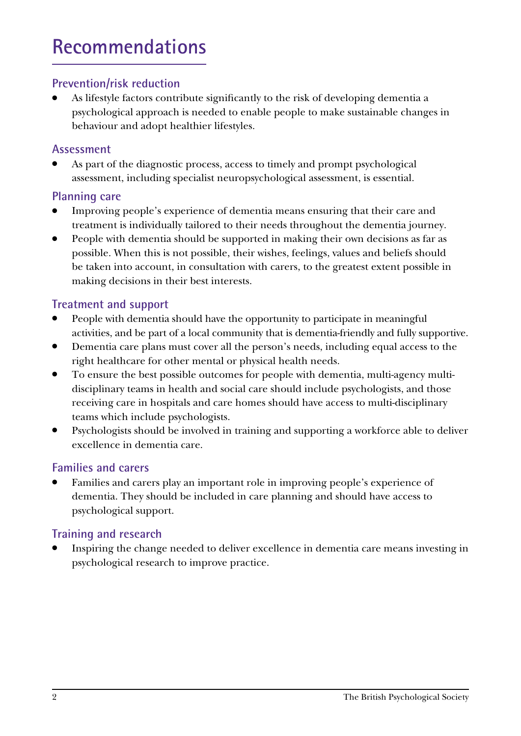# Recommendations

### Prevention/risk reduction

- As lifestyle factors contribute significantly to the risk of developing dementia a psychological approach is needed to enable people to make sustainable changes in behaviour and adopt healthier lifestyles.

### Assessment

- As part of the diagnostic process, access to timely and prompt psychological assessment, including specialist neuropsychological assessment, is essential.

### Planning care

- Improving people's experience of dementia means ensuring that their care and treatment is individually tailored to their needs throughout the dementia journey.
- People with dementia should be supported in making their own decisions as far as possible. When this is not possible, their wishes, feelings, values and beliefs should be taken into account, in consultation with carers, to the greatest extent possible in making decisions in their best interests.

### Treatment and support

- People with dementia should have the opportunity to participate in meaningful activities, and be part of a local community that is dementia-friendly and fully supportive.
- Dementia care plans must cover all the person's needs, including equal access to the right healthcare for other mental or physical health needs.
- To ensure the best possible outcomes for people with dementia, multi-agency multi-disciplinary teams in health and social care should include psychologists, and those receiving care in hospitals and care homes should have access to multi-disciplinary teams which include psychologists.
- Psychologists should be involved in training and supporting a workforce able to deliver excellence in dementia care.

### Families and carers

- Families and carers play an important role in improving people's experience of dementia. They should be included in care planning and should have access to psychological support.

### Training and research

- Inspiring the change needed to deliver excellence in dementia care means investing in psychological research to improve practice.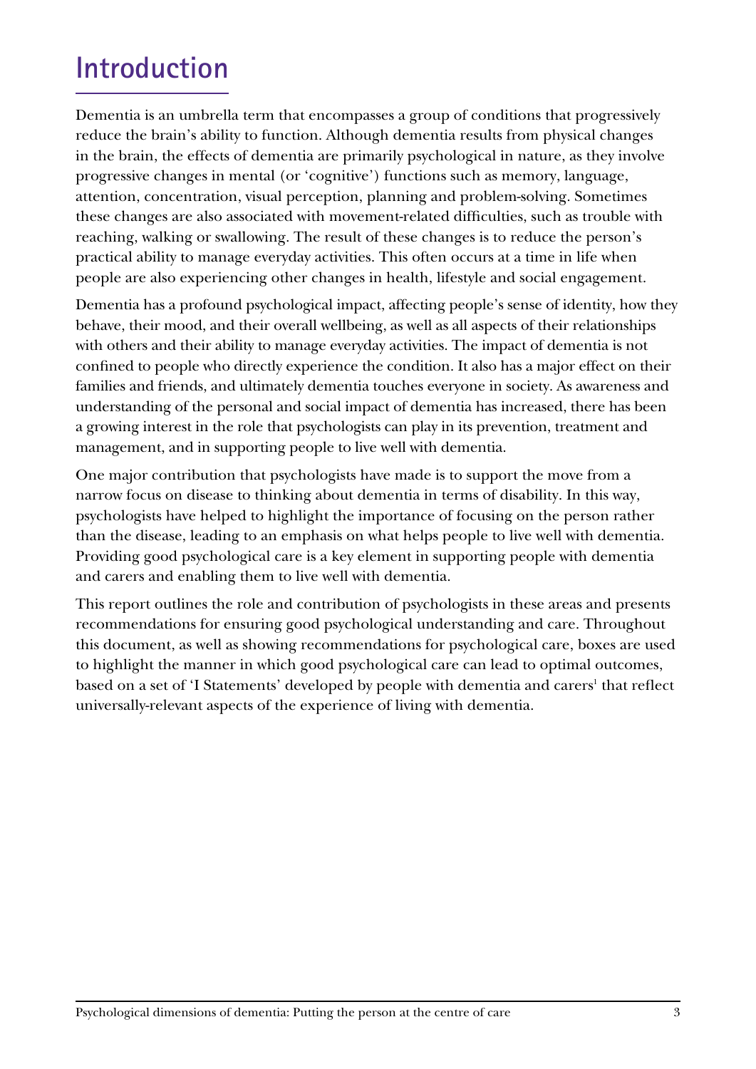# Introduction

Dementia is an umbrella term that encompasses a group of conditions that progressively reduce the brain's ability to function. Although dementia results from physical changes in the brain, the effects of dementia are primarily psychological in nature, as they involve progressive changes in mental (or 'cognitive') functions such as memory, language, attention, concentration, visual perception, planning and problem-solving. Sometimes these changes are also associated with movement-related difficulties, such as trouble with reaching, walking or swallowing. The result of these changes is to reduce the person's practical ability to manage everyday activities. This often occurs at a time in life when people are also experiencing other changes in health, lifestyle and social engagement.

Dementia has a profound psychological impact, affecting people's sense of identity, how they behave, their mood, and their overall wellbeing, as well as all aspects of their relationships with others and their ability to manage everyday activities. The impact of dementia is not confined to people who directly experience the condition. It also has a major effect on their families and friends, and ultimately dementia touches everyone in society. As awareness and understanding of the personal and social impact of dementia has increased, there has been a growing interest in the role that psychologists can play in its prevention, treatment and management, and in supporting people to live well with dementia.

One major contribution that psychologists have made is to support the move from a narrow focus on disease to thinking about dementia in terms of disability. In this way, psychologists have helped to highlight the importance of focusing on the person rather than the disease, leading to an emphasis on what helps people to live well with dementia. Providing good psychological care is a key element in supporting people with dementia and carers and enabling them to live well with dementia.

This report outlines the role and contribution of psychologists in these areas and presents recommendations for ensuring good psychological understanding and care. Throughout this document, as well as showing recommendations for psychological care, boxes are used to highlight the manner in which good psychological care can lead to optimal outcomes, based on a set of 'I Statements' developed by people with dementia and carers[1] that reflect universally-relevant aspects of the experience of living with dementia.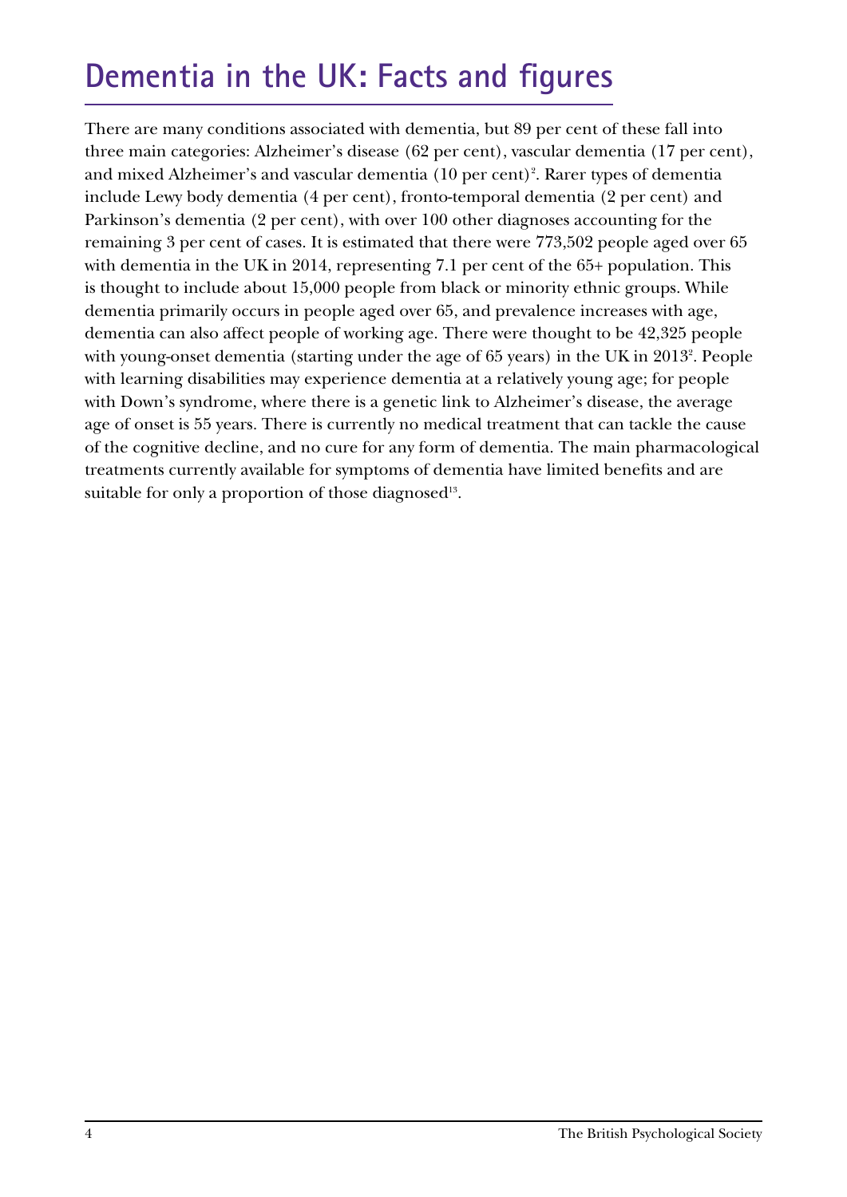# Dementia in the UK: Facts and figures

There are many conditions associated with dementia, but 89 per cent of these fall into three main categories: Alzheimer's disease (62 per cent), vascular dementia (17 per cent), and mixed Alzheimer's and vascular dementia (10 per cent)[2]. Rarer types of dementia include Lewy body dementia (4 per cent), fronto-temporal dementia (2 per cent) and Parkinson's dementia (2 per cent), with over 100 other diagnoses accounting for the remaining 3 per cent of cases. It is estimated that there were 773,502 people aged over 65 with dementia in the UK in 2014, representing 7.1 per cent of the 65+ population. This is thought to include about 15,000 people from black or minority ethnic groups. While dementia primarily occurs in people aged over 65, and prevalence increases with age, dementia can also affect people of working age. There were thought to be 42,325 people with young-onset dementia (starting under the age of 65 years) in the UK in 2013[2]. People with learning disabilities may experience dementia at a relatively young age; for people with Down's syndrome, where there is a genetic link to Alzheimer's disease, the average age of onset is 55 years. There is currently no medical treatment that can tackle the cause of the cognitive decline, and no cure for any form of dementia. The main pharmacological treatments currently available for symptoms of dementia have limited benefits and are suitable for only a proportion of those diagnosed[13].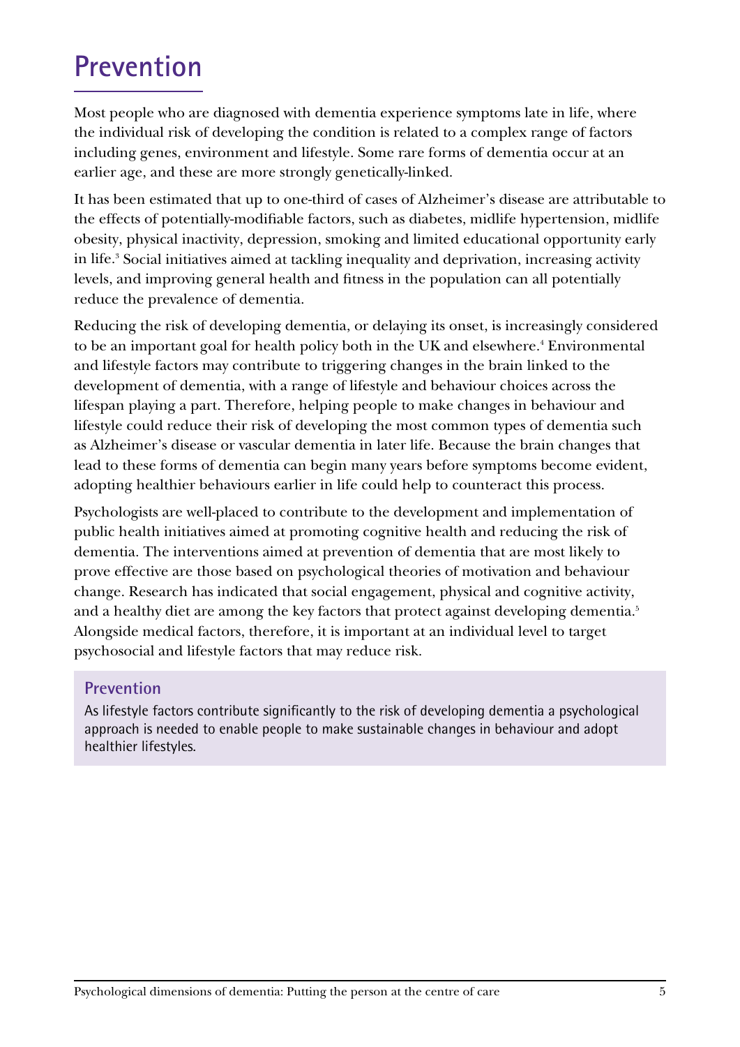# Prevention

Most people who are diagnosed with dementia experience symptoms late in life, where the individual risk of developing the condition is related to a complex range of factors including genes, environment and lifestyle. Some rare forms of dementia occur at an earlier age, and these are more strongly genetically-linked.

It has been estimated that up to one-third of cases of Alzheimer's disease are attributable to the effects of potentially-modifiable factors, such as diabetes, midlife hypertension, midlife obesity, physical inactivity, depression, smoking and limited educational opportunity early in life.[3] Social initiatives aimed at tackling inequality and deprivation, increasing activity levels, and improving general health and fitness in the population can all potentially reduce the prevalence of dementia.

Reducing the risk of developing dementia, or delaying its onset, is increasingly considered to be an important goal for health policy both in the UK and elsewhere.[4] Environmental and lifestyle factors may contribute to triggering changes in the brain linked to the development of dementia, with a range of lifestyle and behaviour choices across the lifespan playing a part. Therefore, helping people to make changes in behaviour and lifestyle could reduce their risk of developing the most common types of dementia such as Alzheimer's disease or vascular dementia in later life. Because the brain changes that lead to these forms of dementia can begin many years before symptoms become evident, adopting healthier behaviours earlier in life could help to counteract this process.

Psychologists are well-placed to contribute to the development and implementation of public health initiatives aimed at promoting cognitive health and reducing the risk of dementia. The interventions aimed at prevention of dementia that are most likely to prove effective are those based on psychological theories of motivation and behaviour change. Research has indicated that social engagement, physical and cognitive activity, and a healthy diet are among the key factors that protect against developing dementia.[5] Alongside medical factors, therefore, it is important at an individual level to target psychosocial and lifestyle factors that may reduce risk.

### Prevention

As lifestyle factors contribute significantly to the risk of developing dementia a psychological approach is needed to enable people to make sustainable changes in behaviour and adopt healthier lifestyles.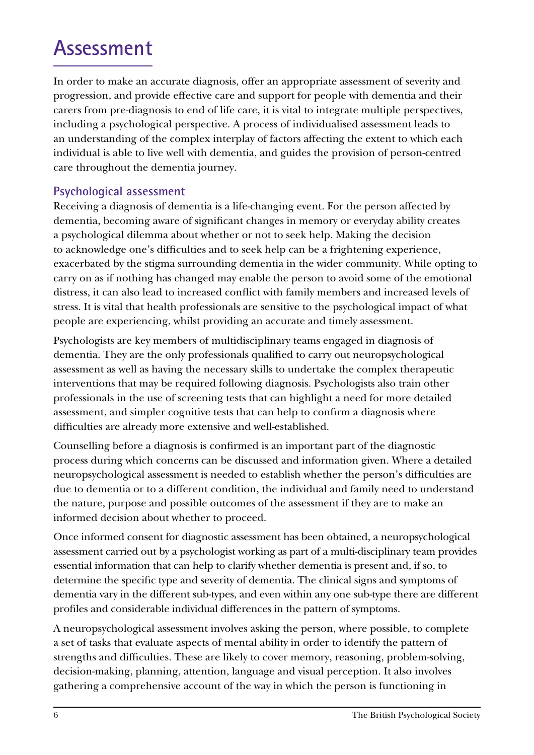# Assessment

In order to make an accurate diagnosis, offer an appropriate assessment of severity and progression, and provide effective care and support for people with dementia and their carers from pre-diagnosis to end of life care, it is vital to integrate multiple perspectives, including a psychological perspective. A process of individualised assessment leads to an understanding of the complex interplay of factors affecting the extent to which each individual is able to live well with dementia, and guides the provision of person-centred care throughout the dementia journey.

## Psychological assessment

Receiving a diagnosis of dementia is a life-changing event. For the person affected by dementia, becoming aware of significant changes in memory or everyday ability creates a psychological dilemma about whether or not to seek help. Making the decision to acknowledge one's difficulties and to seek help can be a frightening experience, exacerbated by the stigma surrounding dementia in the wider community. While opting to carry on as if nothing has changed may enable the person to avoid some of the emotional distress, it can also lead to increased conflict with family members and increased levels of stress. It is vital that health professionals are sensitive to the psychological impact of what people are experiencing, whilst providing an accurate and timely assessment.

Psychologists are key members of multidisciplinary teams engaged in diagnosis of dementia. They are the only professionals qualified to carry out neuropsychological assessment as well as having the necessary skills to undertake the complex therapeutic interventions that may be required following diagnosis. Psychologists also train other professionals in the use of screening tests that can highlight a need for more detailed assessment, and simpler cognitive tests that can help to confirm a diagnosis where difficulties are already more extensive and well-established.

Counselling before a diagnosis is confirmed is an important part of the diagnostic process during which concerns can be discussed and information given. Where a detailed neuropsychological assessment is needed to establish whether the person's difficulties are due to dementia or to a different condition, the individual and family need to understand the nature, purpose and possible outcomes of the assessment if they are to make an informed decision about whether to proceed.

Once informed consent for diagnostic assessment has been obtained, a neuropsychological assessment carried out by a psychologist working as part of a multi-disciplinary team provides essential information that can help to clarify whether dementia is present and, if so, to determine the specific type and severity of dementia. The clinical signs and symptoms of dementia vary in the different sub-types, and even within any one sub-type there are different profiles and considerable individual differences in the pattern of symptoms.

A neuropsychological assessment involves asking the person, where possible, to complete a set of tasks that evaluate aspects of mental ability in order to identify the pattern of strengths and difficulties. These are likely to cover memory, reasoning, problem-solving, decision-making, planning, attention, language and visual perception. It also involves gathering a comprehensive account of the way in which the person is functioning in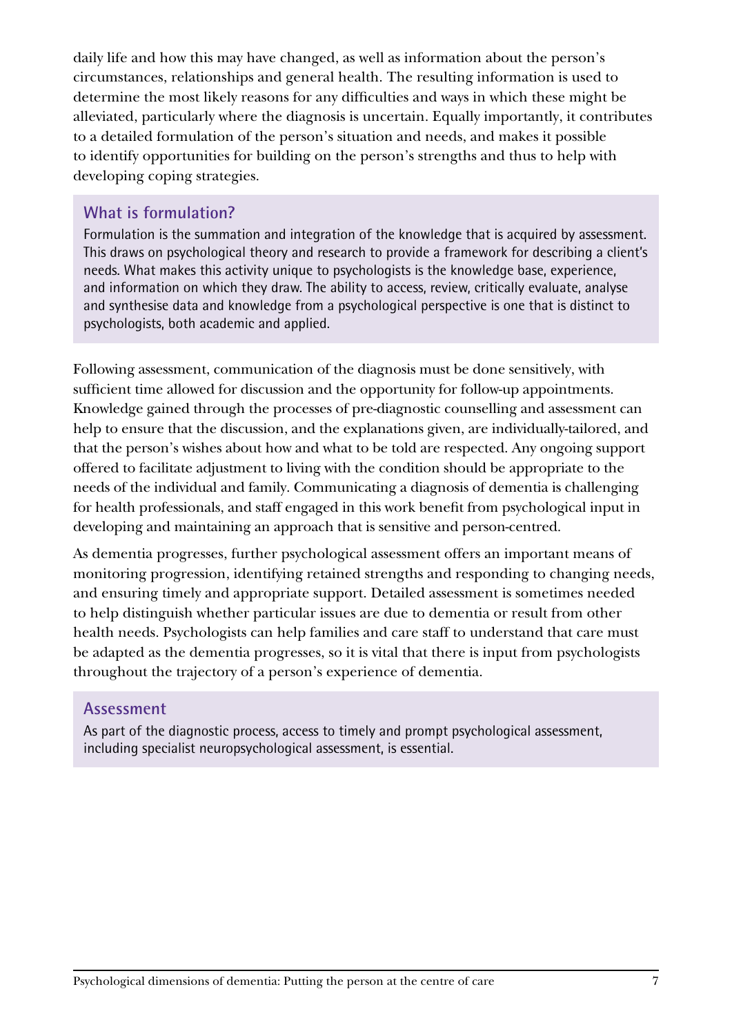daily life and how this may have changed, as well as information about the person's circumstances, relationships and general health. The resulting information is used to determine the most likely reasons for any difficulties and ways in which these might be alleviated, particularly where the diagnosis is uncertain. Equally importantly, it contributes to a detailed formulation of the person's situation and needs, and makes it possible to identify opportunities for building on the person's strengths and thus to help with developing coping strategies.

### What is formulation?

Formulation is the summation and integration of the knowledge that is acquired by assessment. This draws on psychological theory and research to provide a framework for describing a client's needs. What makes this activity unique to psychologists is the knowledge base, experience, and information on which they draw. The ability to access, review, critically evaluate, analyse and synthesise data and knowledge from a psychological perspective is one that is distinct to psychologists, both academic and applied.

Following assessment, communication of the diagnosis must be done sensitively, with sufficient time allowed for discussion and the opportunity for follow-up appointments. Knowledge gained through the processes of pre-diagnostic counselling and assessment can help to ensure that the discussion, and the explanations given, are individually-tailored, and that the person's wishes about how and what to be told are respected. Any ongoing support offered to facilitate adjustment to living with the condition should be appropriate to the needs of the individual and family. Communicating a diagnosis of dementia is challenging for health professionals, and staff engaged in this work benefit from psychological input in developing and maintaining an approach that is sensitive and person-centred.

As dementia progresses, further psychological assessment offers an important means of monitoring progression, identifying retained strengths and responding to changing needs, and ensuring timely and appropriate support. Detailed assessment is sometimes needed to help distinguish whether particular issues are due to dementia or result from other health needs. Psychologists can help families and care staff to understand that care must be adapted as the dementia progresses, so it is vital that there is input from psychologists throughout the trajectory of a person's experience of dementia.

### Assessment

As part of the diagnostic process, access to timely and prompt psychological assessment, including specialist neuropsychological assessment, is essential.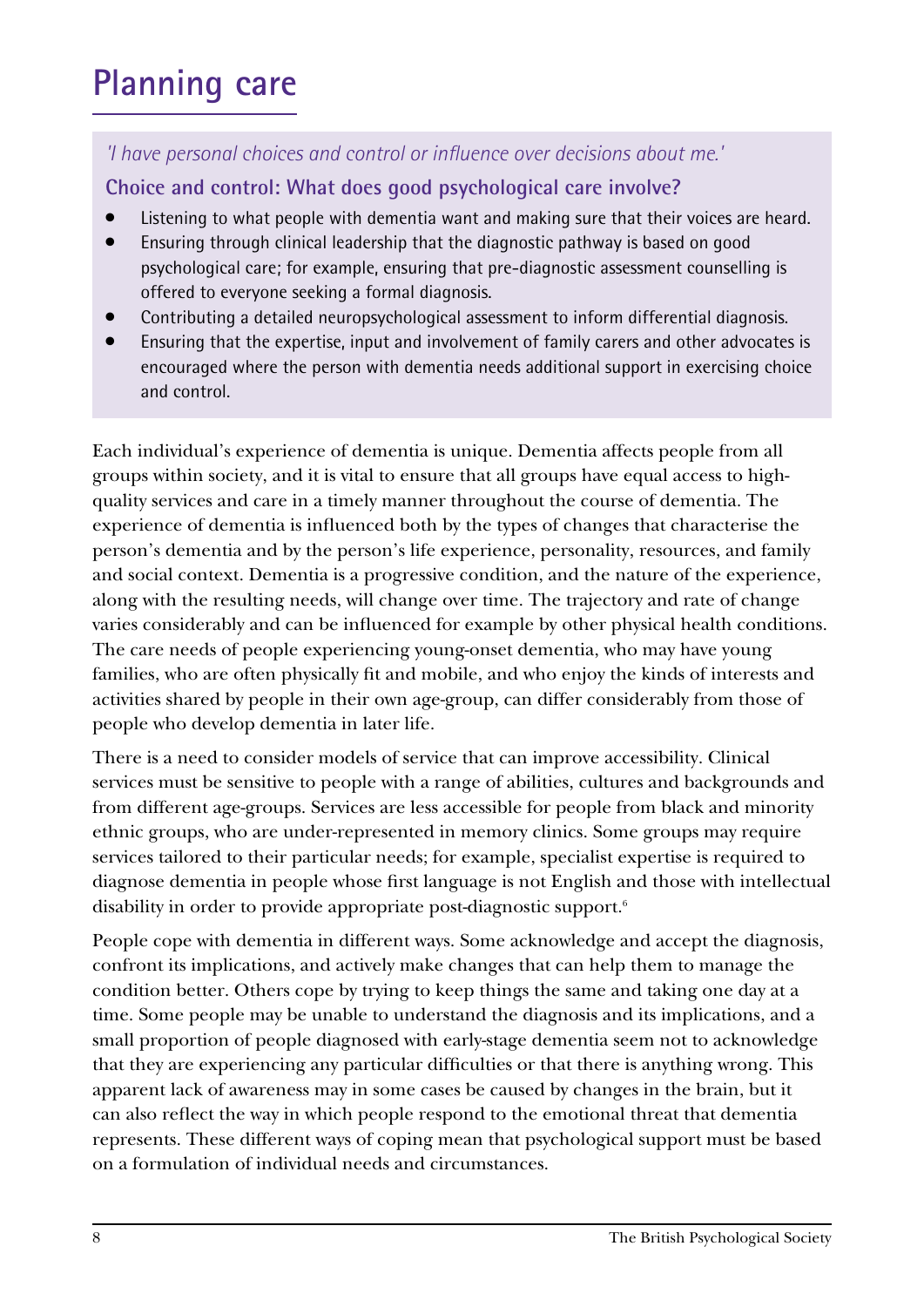# Planning care

*'I have personal choices and control or influence over decisions about me.'*

**Choice and control: What does good psychological care involve?**

- Listening to what people with dementia want and making sure that their voices are heard.
- Ensuring through clinical leadership that the diagnostic pathway is based on good psychological care; for example, ensuring that pre-diagnostic assessment counselling is offered to everyone seeking a formal diagnosis.
- Contributing a detailed neuropsychological assessment to inform differential diagnosis.
- Ensuring that the expertise, input and involvement of family carers and other advocates is encouraged where the person with dementia needs additional support in exercising choice and control.

Each individual's experience of dementia is unique. Dementia affects people from all groups within society, and it is vital to ensure that all groups have equal access to high-quality services and care in a timely manner throughout the course of dementia. The experience of dementia is influenced both by the types of changes that characterise the person's dementia and by the person's life experience, personality, resources, and family and social context. Dementia is a progressive condition, and the nature of the experience, along with the resulting needs, will change over time. The trajectory and rate of change varies considerably and can be influenced for example by other physical health conditions. The care needs of people experiencing young-onset dementia, who may have young families, who are often physically fit and mobile, and who enjoy the kinds of interests and activities shared by people in their own age-group, can differ considerably from those of people who develop dementia in later life.

There is a need to consider models of service that can improve accessibility. Clinical services must be sensitive to people with a range of abilities, cultures and backgrounds and from different age-groups. Services are less accessible for people from black and minority ethnic groups, who are under-represented in memory clinics. Some groups may require services tailored to their particular needs; for example, specialist expertise is required to diagnose dementia in people whose first language is not English and those with intellectual disability in order to provide appropriate post-diagnostic support.[6]

People cope with dementia in different ways. Some acknowledge and accept the diagnosis, confront its implications, and actively make changes that can help them to manage the condition better. Others cope by trying to keep things the same and taking one day at a time. Some people may be unable to understand the diagnosis and its implications, and a small proportion of people diagnosed with early-stage dementia seem not to acknowledge that they are experiencing any particular difficulties or that there is anything wrong. This apparent lack of awareness may in some cases be caused by changes in the brain, but it can also reflect the way in which people respond to the emotional threat that dementia represents. These different ways of coping mean that psychological support must be based on a formulation of individual needs and circumstances.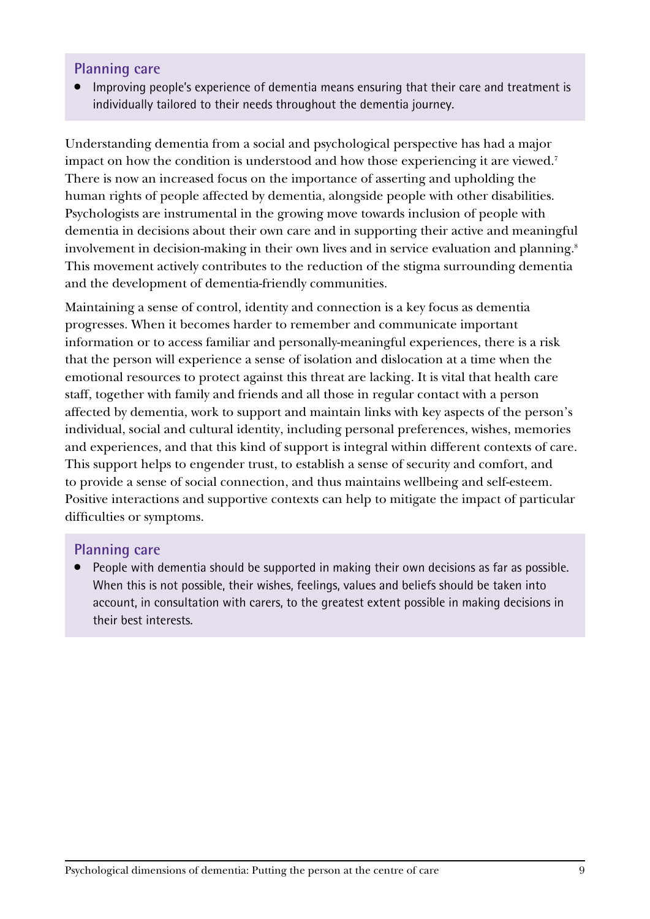### Planning care

- Improving people's experience of dementia means ensuring that their care and treatment is individually tailored to their needs throughout the dementia journey.

Understanding dementia from a social and psychological perspective has had a major impact on how the condition is understood and how those experiencing it are viewed.[7] There is now an increased focus on the importance of asserting and upholding the human rights of people affected by dementia, alongside people with other disabilities. Psychologists are instrumental in the growing move towards inclusion of people with dementia in decisions about their own care and in supporting their active and meaningful involvement in decision-making in their own lives and in service evaluation and planning.[8] This movement actively contributes to the reduction of the stigma surrounding dementia and the development of dementia-friendly communities.

Maintaining a sense of control, identity and connection is a key focus as dementia progresses. When it becomes harder to remember and communicate important information or to access familiar and personally-meaningful experiences, there is a risk that the person will experience a sense of isolation and dislocation at a time when the emotional resources to protect against this threat are lacking. It is vital that health care staff, together with family and friends and all those in regular contact with a person affected by dementia, work to support and maintain links with key aspects of the person's individual, social and cultural identity, including personal preferences, wishes, memories and experiences, and that this kind of support is integral within different contexts of care. This support helps to engender trust, to establish a sense of security and comfort, and to provide a sense of social connection, and thus maintains wellbeing and self-esteem. Positive interactions and supportive contexts can help to mitigate the impact of particular difficulties or symptoms.

### Planning care

- People with dementia should be supported in making their own decisions as far as possible. When this is not possible, their wishes, feelings, values and beliefs should be taken into account, in consultation with carers, to the greatest extent possible in making decisions in their best interests.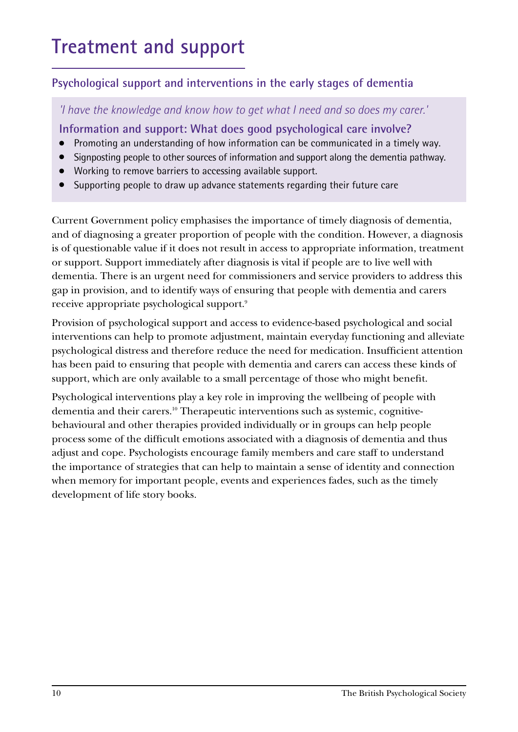# Treatment and support

## Psychological support and interventions in the early stages of dementia

*'I have the knowledge and know how to get what I need and so does my carer.'*

### Information and support: What does good psychological care involve?

- Promoting an understanding of how information can be communicated in a timely way.
- Signposting people to other sources of information and support along the dementia pathway.
- Working to remove barriers to accessing available support.
- Supporting people to draw up advance statements regarding their future care

Current Government policy emphasises the importance of timely diagnosis of dementia, and of diagnosing a greater proportion of people with the condition. However, a diagnosis is of questionable value if it does not result in access to appropriate information, treatment or support. Support immediately after diagnosis is vital if people are to live well with dementia. There is an urgent need for commissioners and service providers to address this gap in provision, and to identify ways of ensuring that people with dementia and carers receive appropriate psychological support.[9]

Provision of psychological support and access to evidence-based psychological and social interventions can help to promote adjustment, maintain everyday functioning and alleviate psychological distress and therefore reduce the need for medication. Insufficient attention has been paid to ensuring that people with dementia and carers can access these kinds of support, which are only available to a small percentage of those who might benefit.

Psychological interventions play a key role in improving the wellbeing of people with dementia and their carers.[10] Therapeutic interventions such as systemic, cognitive-behavioural and other therapies provided individually or in groups can help people process some of the difficult emotions associated with a diagnosis of dementia and thus adjust and cope. Psychologists encourage family members and care staff to understand the importance of strategies that can help to maintain a sense of identity and connection when memory for important people, events and experiences fades, such as the timely development of life story books.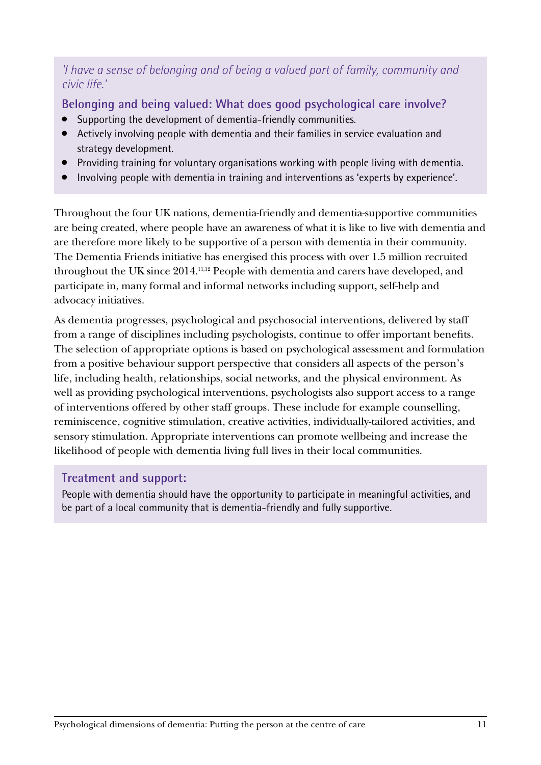*'I have a sense of belonging and of being a valued part of family, community and civic life.'*

### Belonging and being valued: What does good psychological care involve?

- Supporting the development of dementia-friendly communities.
- Actively involving people with dementia and their families in service evaluation and strategy development.
- Providing training for voluntary organisations working with people living with dementia.
- Involving people with dementia in training and interventions as 'experts by experience'.

Throughout the four UK nations, dementia-friendly and dementia-supportive communities are being created, where people have an awareness of what it is like to live with dementia and are therefore more likely to be supportive of a person with dementia in their community. The Dementia Friends initiative has energised this process with over 1.5 million recruited throughout the UK since 2014.[11,12] People with dementia and carers have developed, and participate in, many formal and informal networks including support, self-help and advocacy initiatives.

As dementia progresses, psychological and psychosocial interventions, delivered by staff from a range of disciplines including psychologists, continue to offer important benefits. The selection of appropriate options is based on psychological assessment and formulation from a positive behaviour support perspective that considers all aspects of the person's life, including health, relationships, social networks, and the physical environment. As well as providing psychological interventions, psychologists also support access to a range of interventions offered by other staff groups. These include for example counselling, reminiscence, cognitive stimulation, creative activities, individually-tailored activities, and sensory stimulation. Appropriate interventions can promote wellbeing and increase the likelihood of people with dementia living full lives in their local communities.

### Treatment and support:

People with dementia should have the opportunity to participate in meaningful activities, and be part of a local community that is dementia-friendly and fully supportive.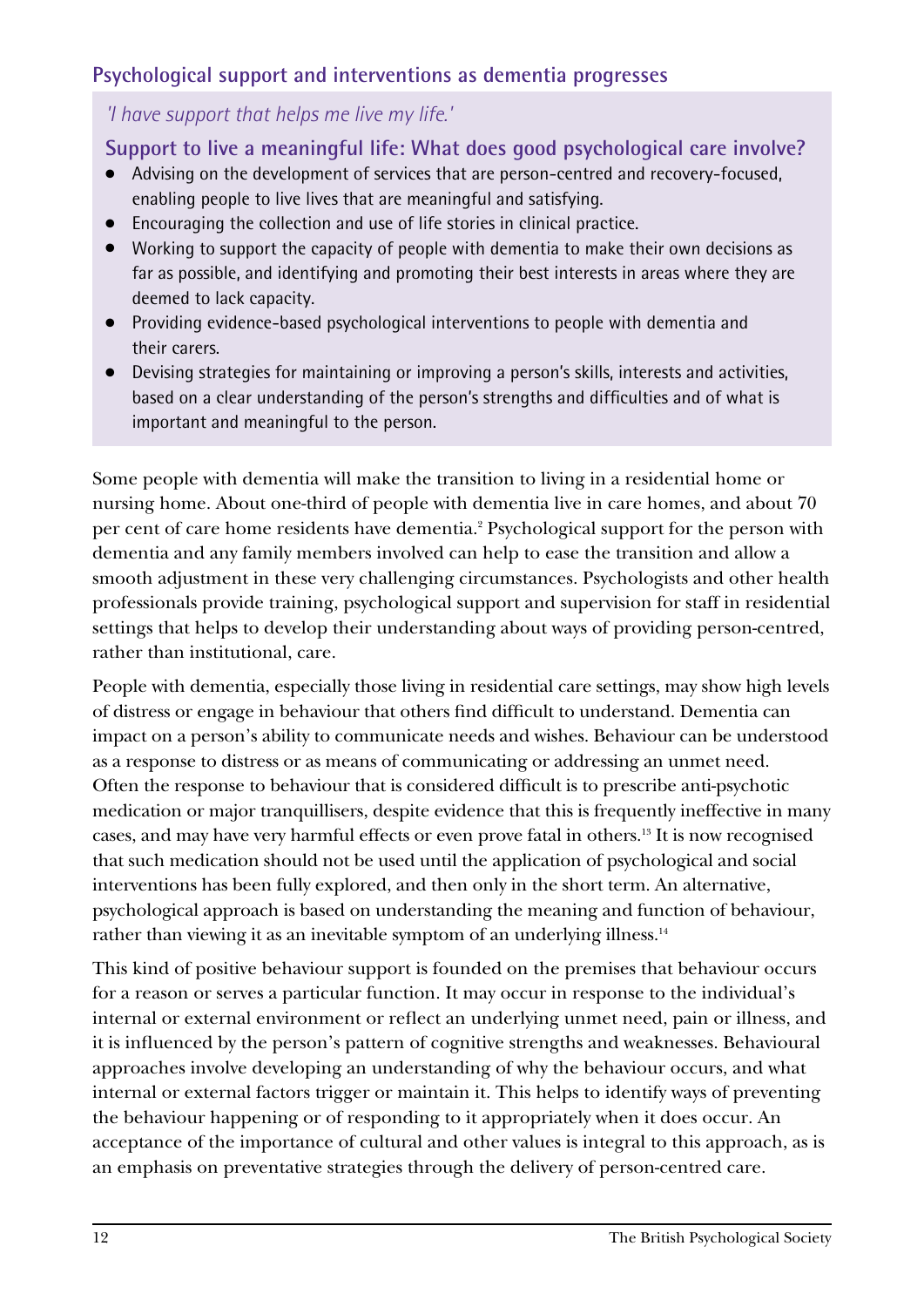## Psychological support and interventions as dementia progresses

*'I have support that helps me live my life.'*

### Support to live a meaningful life: What does good psychological care involve?

- Advising on the development of services that are person-centred and recovery-focused, enabling people to live lives that are meaningful and satisfying.
- Encouraging the collection and use of life stories in clinical practice.
- Working to support the capacity of people with dementia to make their own decisions as far as possible, and identifying and promoting their best interests in areas where they are deemed to lack capacity.
- Providing evidence-based psychological interventions to people with dementia and their carers.
- Devising strategies for maintaining or improving a person's skills, interests and activities, based on a clear understanding of the person's strengths and difficulties and of what is important and meaningful to the person.

Some people with dementia will make the transition to living in a residential home or nursing home. About one-third of people with dementia live in care homes, and about 70 per cent of care home residents have dementia.[2] Psychological support for the person with dementia and any family members involved can help to ease the transition and allow a smooth adjustment in these very challenging circumstances. Psychologists and other health professionals provide training, psychological support and supervision for staff in residential settings that helps to develop their understanding about ways of providing person-centred, rather than institutional, care.

People with dementia, especially those living in residential care settings, may show high levels of distress or engage in behaviour that others find difficult to understand. Dementia can impact on a person's ability to communicate needs and wishes. Behaviour can be understood as a response to distress or as means of communicating or addressing an unmet need. Often the response to behaviour that is considered difficult is to prescribe anti-psychotic medication or major tranquillisers, despite evidence that this is frequently ineffective in many cases, and may have very harmful effects or even prove fatal in others.[13] It is now recognised that such medication should not be used until the application of psychological and social interventions has been fully explored, and then only in the short term. An alternative, psychological approach is based on understanding the meaning and function of behaviour, rather than viewing it as an inevitable symptom of an underlying illness.[14]

This kind of positive behaviour support is founded on the premises that behaviour occurs for a reason or serves a particular function. It may occur in response to the individual's internal or external environment or reflect an underlying unmet need, pain or illness, and it is influenced by the person's pattern of cognitive strengths and weaknesses. Behavioural approaches involve developing an understanding of why the behaviour occurs, and what internal or external factors trigger or maintain it. This helps to identify ways of preventing the behaviour happening or of responding to it appropriately when it does occur. An acceptance of the importance of cultural and other values is integral to this approach, as is an emphasis on preventative strategies through the delivery of person-centred care.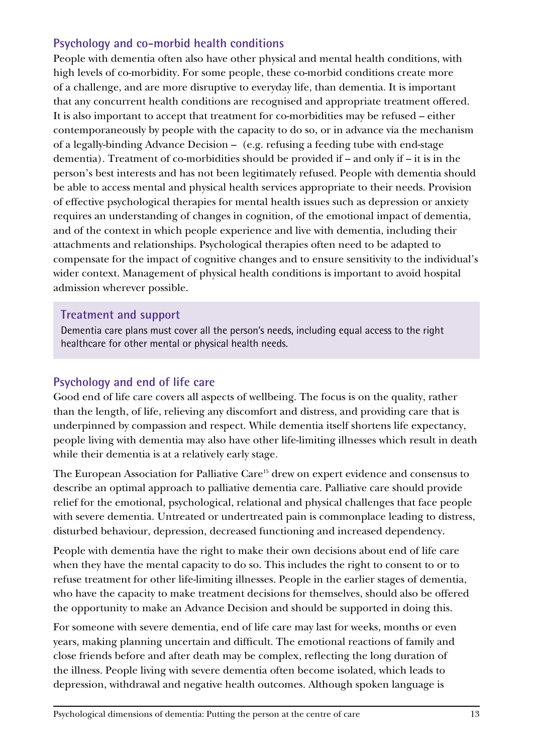## Psychology and co-morbid health conditions

People with dementia often also have other physical and mental health conditions, with high levels of co-morbidity. For some people, these co-morbid conditions create more of a challenge, and are more disruptive to everyday life, than dementia. It is important that any concurrent health conditions are recognised and appropriate treatment offered. It is also important to accept that treatment for co-morbidities may be refused – either contemporaneously by people with the capacity to do so, or in advance via the mechanism of a legally-binding Advance Decision – (e.g. refusing a feeding tube with end-stage dementia). Treatment of co-morbidities should be provided if – and only if – it is in the person's best interests and has not been legitimately refused. People with dementia should be able to access mental and physical health services appropriate to their needs. Provision of effective psychological therapies for mental health issues such as depression or anxiety requires an understanding of changes in cognition, of the emotional impact of dementia, and of the context in which people experience and live with dementia, including their attachments and relationships. Psychological therapies often need to be adapted to compensate for the impact of cognitive changes and to ensure sensitivity to the individual's wider context. Management of physical health conditions is important to avoid hospital admission wherever possible.

### Treatment and support

Dementia care plans must cover all the person's needs, including equal access to the right healthcare for other mental or physical health needs.

## Psychology and end of life care

Good end of life care covers all aspects of wellbeing. The focus is on the quality, rather than the length, of life, relieving any discomfort and distress, and providing care that is underpinned by compassion and respect. While dementia itself shortens life expectancy, people living with dementia may also have other life-limiting illnesses which result in death while their dementia is at a relatively early stage.

The European Association for Palliative Care[15] drew on expert evidence and consensus to describe an optimal approach to palliative dementia care. Palliative care should provide relief for the emotional, psychological, relational and physical challenges that face people with severe dementia. Untreated or undertreated pain is commonplace leading to distress, disturbed behaviour, depression, decreased functioning and increased dependency.

People with dementia have the right to make their own decisions about end of life care when they have the mental capacity to do so. This includes the right to consent to or to refuse treatment for other life-limiting illnesses. People in the earlier stages of dementia, who have the capacity to make treatment decisions for themselves, should also be offered the opportunity to make an Advance Decision and should be supported in doing this.

For someone with severe dementia, end of life care may last for weeks, months or even years, making planning uncertain and difficult. The emotional reactions of family and close friends before and after death may be complex, reflecting the long duration of the illness. People living with severe dementia often become isolated, which leads to depression, withdrawal and negative health outcomes. Although spoken language is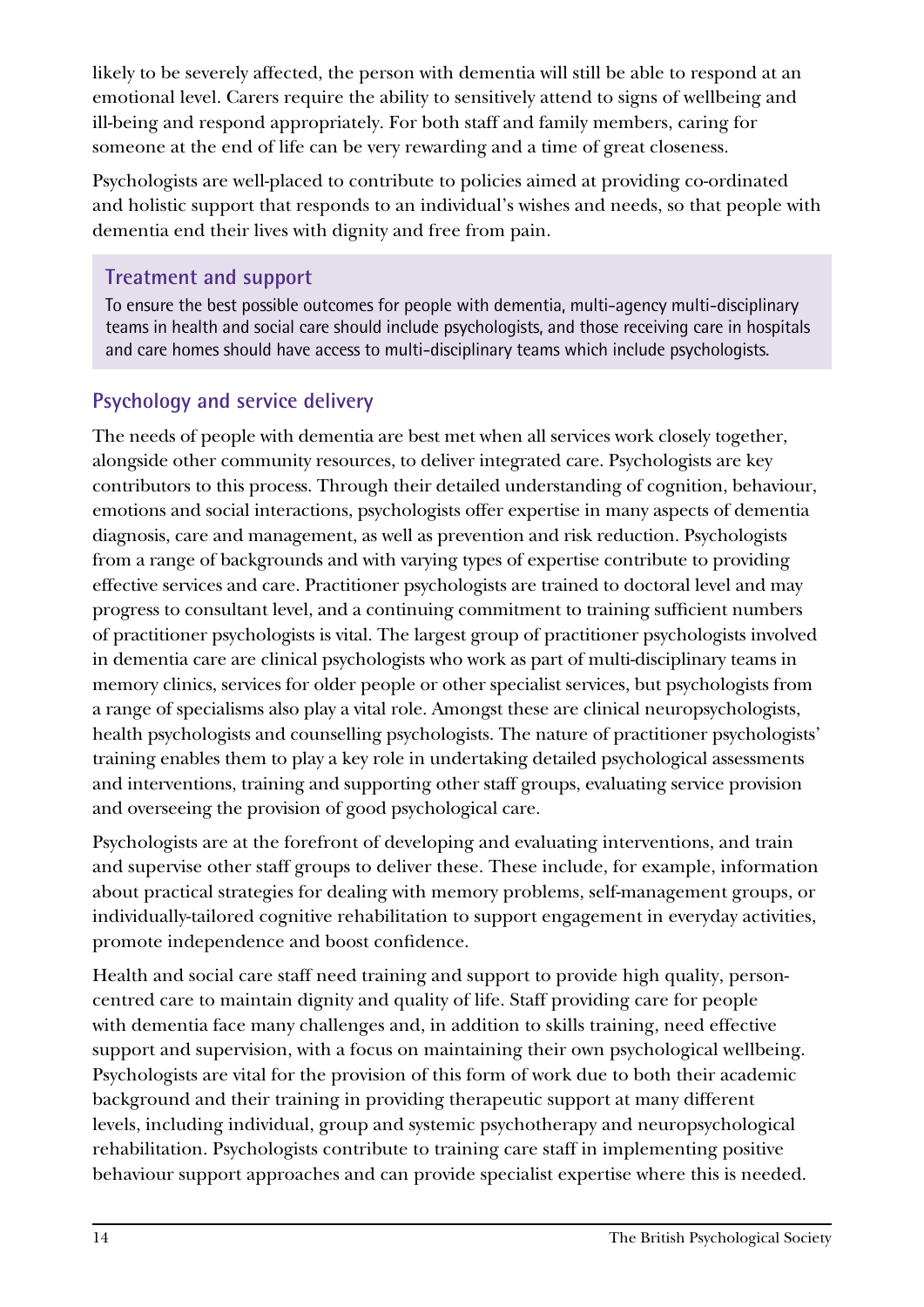likely to be severely affected, the person with dementia will still be able to respond at an emotional level. Carers require the ability to sensitively attend to signs of wellbeing and ill-being and respond appropriately. For both staff and family members, caring for someone at the end of life can be very rewarding and a time of great closeness.

Psychologists are well-placed to contribute to policies aimed at providing co-ordinated and holistic support that responds to an individual's wishes and needs, so that people with dementia end their lives with dignity and free from pain.

> **Treatment and support**
>
> To ensure the best possible outcomes for people with dementia, multi-agency multi-disciplinary teams in health and social care should include psychologists, and those receiving care in hospitals and care homes should have access to multi-disciplinary teams which include psychologists.

## Psychology and service delivery

The needs of people with dementia are best met when all services work closely together, alongside other community resources, to deliver integrated care. Psychologists are key contributors to this process. Through their detailed understanding of cognition, behaviour, emotions and social interactions, psychologists offer expertise in many aspects of dementia diagnosis, care and management, as well as prevention and risk reduction. Psychologists from a range of backgrounds and with varying types of expertise contribute to providing effective services and care. Practitioner psychologists are trained to doctoral level and may progress to consultant level, and a continuing commitment to training sufficient numbers of practitioner psychologists is vital. The largest group of practitioner psychologists involved in dementia care are clinical psychologists who work as part of multi-disciplinary teams in memory clinics, services for older people or other specialist services, but psychologists from a range of specialisms also play a vital role. Amongst these are clinical neuropsychologists, health psychologists and counselling psychologists. The nature of practitioner psychologists' training enables them to play a key role in undertaking detailed psychological assessments and interventions, training and supporting other staff groups, evaluating service provision and overseeing the provision of good psychological care.

Psychologists are at the forefront of developing and evaluating interventions, and train and supervise other staff groups to deliver these. These include, for example, information about practical strategies for dealing with memory problems, self-management groups, or individually-tailored cognitive rehabilitation to support engagement in everyday activities, promote independence and boost confidence.

Health and social care staff need training and support to provide high quality, person-centred care to maintain dignity and quality of life. Staff providing care for people with dementia face many challenges and, in addition to skills training, need effective support and supervision, with a focus on maintaining their own psychological wellbeing. Psychologists are vital for the provision of this form of work due to both their academic background and their training in providing therapeutic support at many different levels, including individual, group and systemic psychotherapy and neuropsychological rehabilitation. Psychologists contribute to training care staff in implementing positive behaviour support approaches and can provide specialist expertise where this is needed.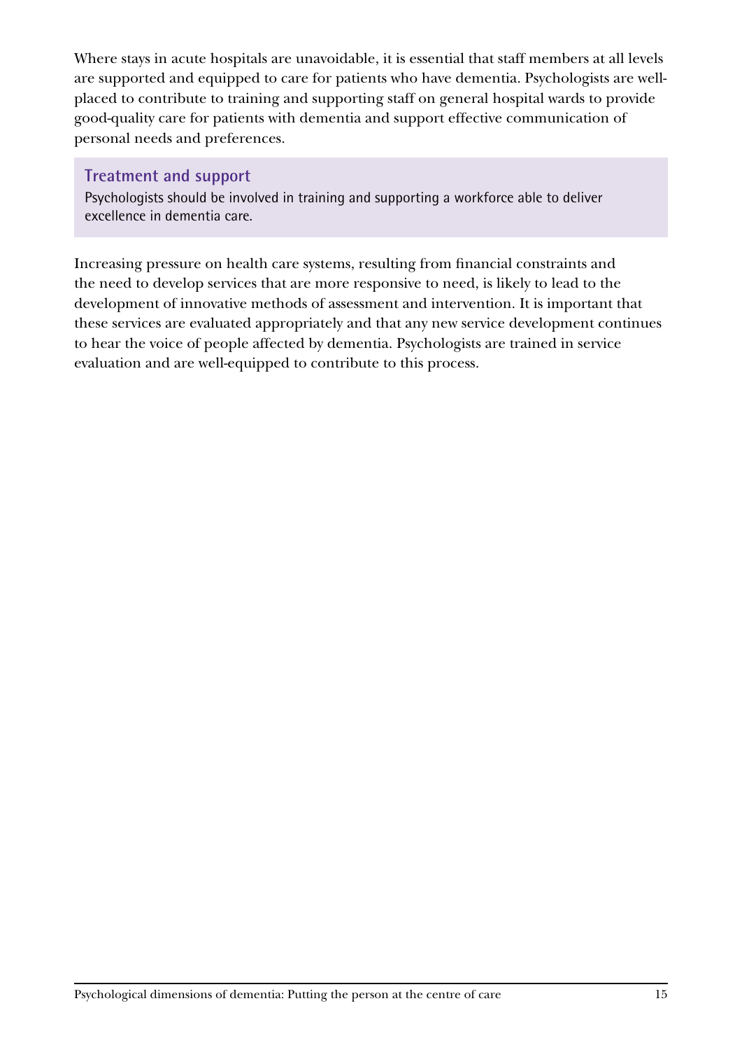Where stays in acute hospitals are unavoidable, it is essential that staff members at all levels are supported and equipped to care for patients who have dementia. Psychologists are well-placed to contribute to training and supporting staff on general hospital wards to provide good-quality care for patients with dementia and support effective communication of personal needs and preferences.

### Treatment and support

Psychologists should be involved in training and supporting a workforce able to deliver excellence in dementia care.

Increasing pressure on health care systems, resulting from financial constraints and the need to develop services that are more responsive to need, is likely to lead to the development of innovative methods of assessment and intervention. It is important that these services are evaluated appropriately and that any new service development continues to hear the voice of people affected by dementia. Psychologists are trained in service evaluation and are well-equipped to contribute to this process.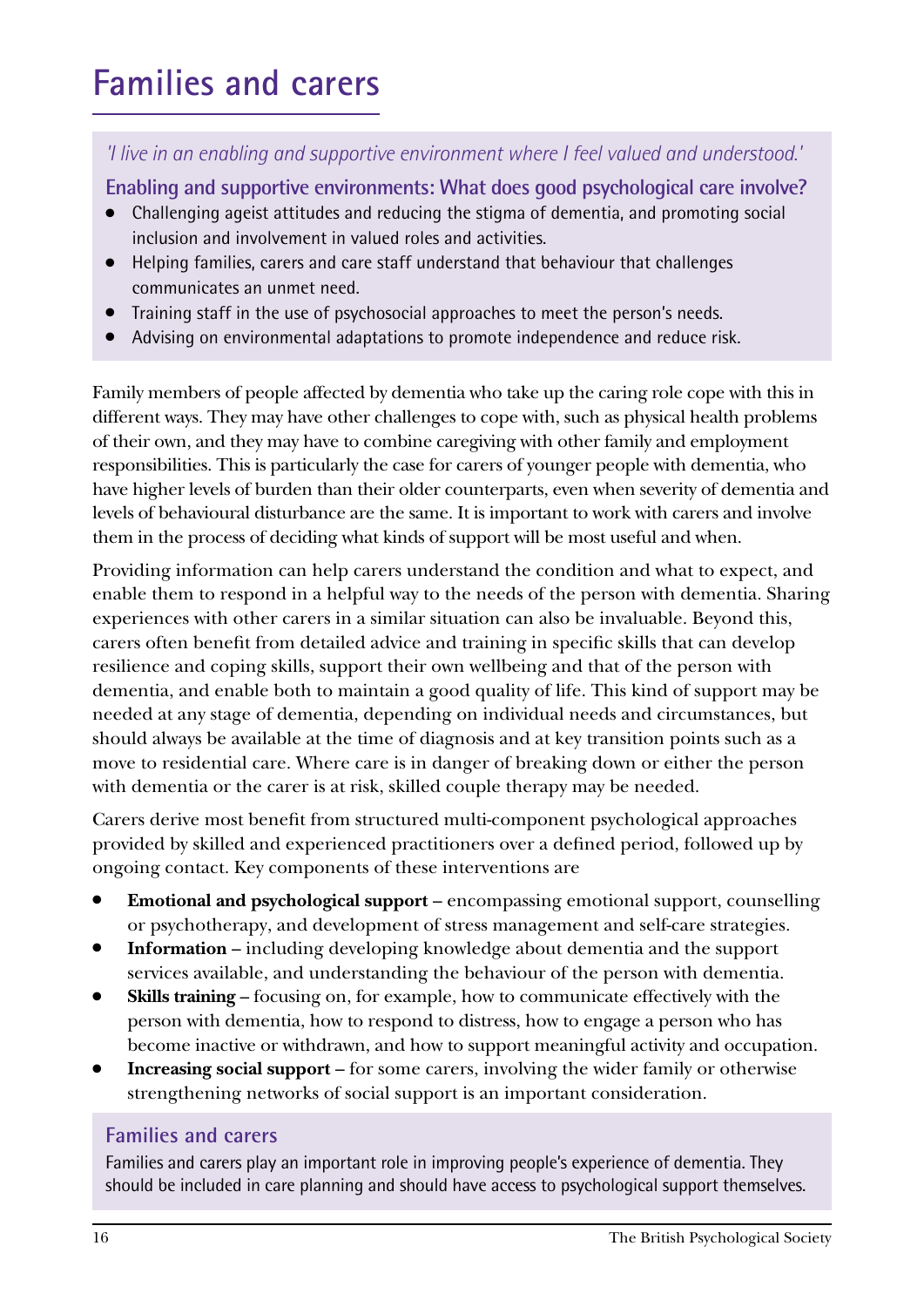# Families and carers

*'I live in an enabling and supportive environment where I feel valued and understood.'*

**Enabling and supportive environments: What does good psychological care involve?**

- Challenging ageist attitudes and reducing the stigma of dementia, and promoting social inclusion and involvement in valued roles and activities.
- Helping families, carers and care staff understand that behaviour that challenges communicates an unmet need.
- Training staff in the use of psychosocial approaches to meet the person's needs.
- Advising on environmental adaptations to promote independence and reduce risk.

Family members of people affected by dementia who take up the caring role cope with this in different ways. They may have other challenges to cope with, such as physical health problems of their own, and they may have to combine caregiving with other family and employment responsibilities. This is particularly the case for carers of younger people with dementia, who have higher levels of burden than their older counterparts, even when severity of dementia and levels of behavioural disturbance are the same. It is important to work with carers and involve them in the process of deciding what kinds of support will be most useful and when.

Providing information can help carers understand the condition and what to expect, and enable them to respond in a helpful way to the needs of the person with dementia. Sharing experiences with other carers in a similar situation can also be invaluable. Beyond this, carers often benefit from detailed advice and training in specific skills that can develop resilience and coping skills, support their own wellbeing and that of the person with dementia, and enable both to maintain a good quality of life. This kind of support may be needed at any stage of dementia, depending on individual needs and circumstances, but should always be available at the time of diagnosis and at key transition points such as a move to residential care. Where care is in danger of breaking down or either the person with dementia or the carer is at risk, skilled couple therapy may be needed.

Carers derive most benefit from structured multi-component psychological approaches provided by skilled and experienced practitioners over a defined period, followed up by ongoing contact. Key components of these interventions are

- **Emotional and psychological support** – encompassing emotional support, counselling or psychotherapy, and development of stress management and self-care strategies.
- **Information** – including developing knowledge about dementia and the support services available, and understanding the behaviour of the person with dementia.
- **Skills training** – focusing on, for example, how to communicate effectively with the person with dementia, how to respond to distress, how to engage a person who has become inactive or withdrawn, and how to support meaningful activity and occupation.
- **Increasing social support** – for some carers, involving the wider family or otherwise strengthening networks of social support is an important consideration.

**Families and carers**

Families and carers play an important role in improving people's experience of dementia. They should be included in care planning and should have access to psychological support themselves.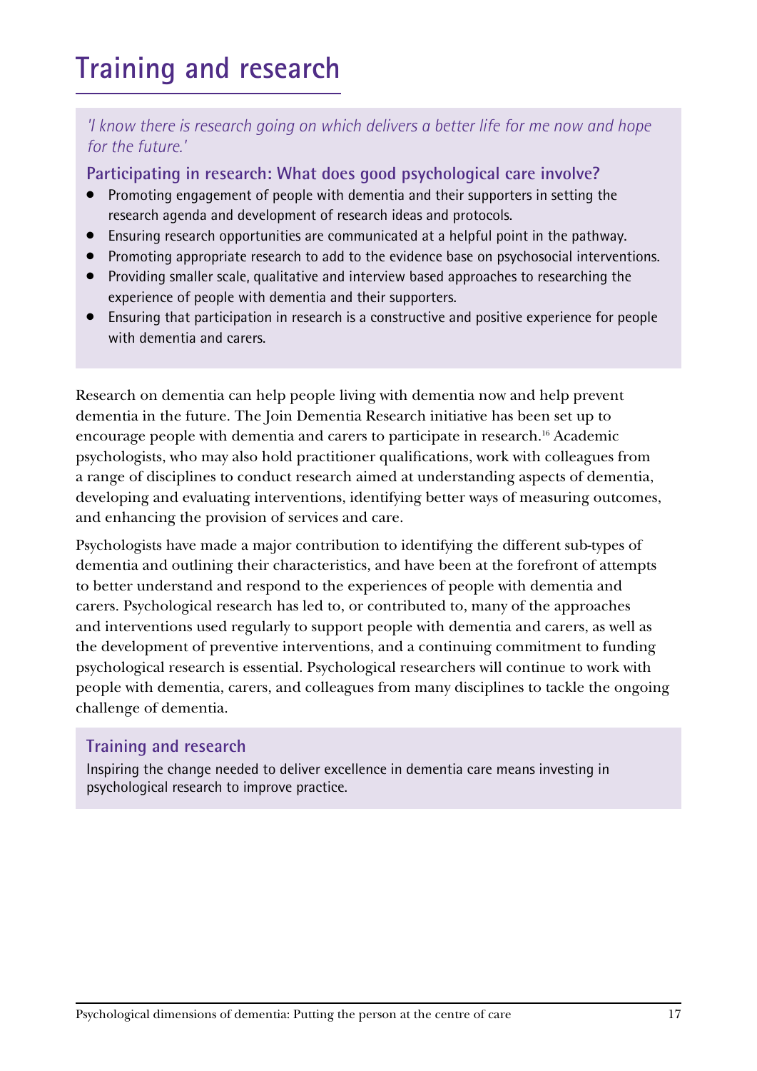# Training and research

*'I know there is research going on which delivers a better life for me now and hope for the future.'*

### Participating in research: What does good psychological care involve?

- Promoting engagement of people with dementia and their supporters in setting the research agenda and development of research ideas and protocols.
- Ensuring research opportunities are communicated at a helpful point in the pathway.
- Promoting appropriate research to add to the evidence base on psychosocial interventions.
- Providing smaller scale, qualitative and interview based approaches to researching the experience of people with dementia and their supporters.
- Ensuring that participation in research is a constructive and positive experience for people with dementia and carers.

Research on dementia can help people living with dementia now and help prevent dementia in the future. The Join Dementia Research initiative has been set up to encourage people with dementia and carers to participate in research.[16] Academic psychologists, who may also hold practitioner qualifications, work with colleagues from a range of disciplines to conduct research aimed at understanding aspects of dementia, developing and evaluating interventions, identifying better ways of measuring outcomes, and enhancing the provision of services and care.

Psychologists have made a major contribution to identifying the different sub-types of dementia and outlining their characteristics, and have been at the forefront of attempts to better understand and respond to the experiences of people with dementia and carers. Psychological research has led to, or contributed to, many of the approaches and interventions used regularly to support people with dementia and carers, as well as the development of preventive interventions, and a continuing commitment to funding psychological research is essential. Psychological researchers will continue to work with people with dementia, carers, and colleagues from many disciplines to tackle the ongoing challenge of dementia.

### Training and research

Inspiring the change needed to deliver excellence in dementia care means investing in psychological research to improve practice.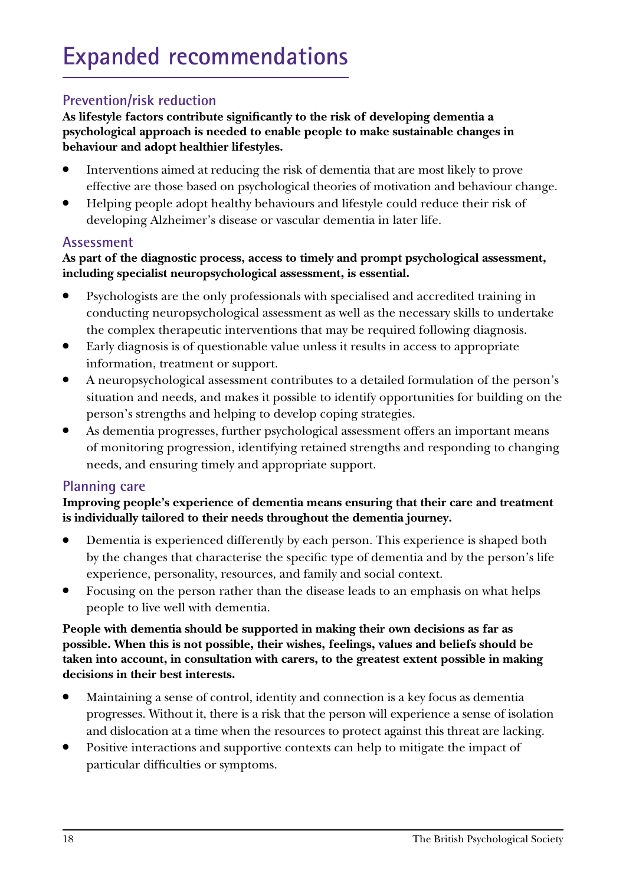# Expanded recommendations

## Prevention/risk reduction

**As lifestyle factors contribute significantly to the risk of developing dementia a psychological approach is needed to enable people to make sustainable changes in behaviour and adopt healthier lifestyles.**

- Interventions aimed at reducing the risk of dementia that are most likely to prove effective are those based on psychological theories of motivation and behaviour change.
- Helping people adopt healthy behaviours and lifestyle could reduce their risk of developing Alzheimer's disease or vascular dementia in later life.

## Assessment

**As part of the diagnostic process, access to timely and prompt psychological assessment, including specialist neuropsychological assessment, is essential.**

- Psychologists are the only professionals with specialised and accredited training in conducting neuropsychological assessment as well as the necessary skills to undertake the complex therapeutic interventions that may be required following diagnosis.
- Early diagnosis is of questionable value unless it results in access to appropriate information, treatment or support.
- A neuropsychological assessment contributes to a detailed formulation of the person's situation and needs, and makes it possible to identify opportunities for building on the person's strengths and helping to develop coping strategies.
- As dementia progresses, further psychological assessment offers an important means of monitoring progression, identifying retained strengths and responding to changing needs, and ensuring timely and appropriate support.

## Planning care

**Improving people's experience of dementia means ensuring that their care and treatment is individually tailored to their needs throughout the dementia journey.**

- Dementia is experienced differently by each person. This experience is shaped both by the changes that characterise the specific type of dementia and by the person's life experience, personality, resources, and family and social context.
- Focusing on the person rather than the disease leads to an emphasis on what helps people to live well with dementia.

**People with dementia should be supported in making their own decisions as far as possible. When this is not possible, their wishes, feelings, values and beliefs should be taken into account, in consultation with carers, to the greatest extent possible in making decisions in their best interests.**

- Maintaining a sense of control, identity and connection is a key focus as dementia progresses. Without it, there is a risk that the person will experience a sense of isolation and dislocation at a time when the resources to protect against this threat are lacking.
- Positive interactions and supportive contexts can help to mitigate the impact of particular difficulties or symptoms.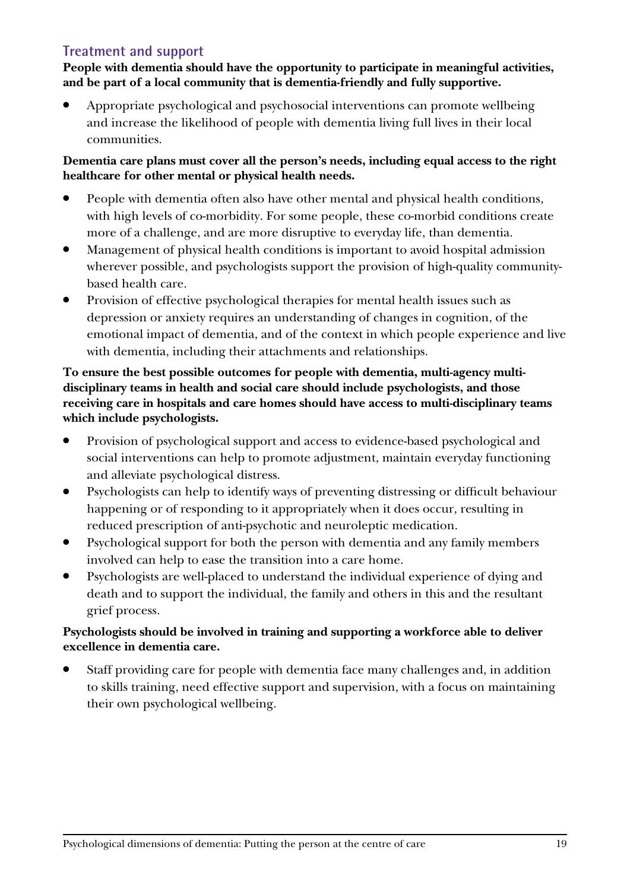## Treatment and support

**People with dementia should have the opportunity to participate in meaningful activities, and be part of a local community that is dementia-friendly and fully supportive.**

- Appropriate psychological and psychosocial interventions can promote wellbeing and increase the likelihood of people with dementia living full lives in their local communities.

**Dementia care plans must cover all the person's needs, including equal access to the right healthcare for other mental or physical health needs.**

- People with dementia often also have other mental and physical health conditions, with high levels of co-morbidity. For some people, these co-morbid conditions create more of a challenge, and are more disruptive to everyday life, than dementia.
- Management of physical health conditions is important to avoid hospital admission wherever possible, and psychologists support the provision of high-quality community-based health care.
- Provision of effective psychological therapies for mental health issues such as depression or anxiety requires an understanding of changes in cognition, of the emotional impact of dementia, and of the context in which people experience and live with dementia, including their attachments and relationships.

**To ensure the best possible outcomes for people with dementia, multi-agency multi-disciplinary teams in health and social care should include psychologists, and those receiving care in hospitals and care homes should have access to multi-disciplinary teams which include psychologists.**

- Provision of psychological support and access to evidence-based psychological and social interventions can help to promote adjustment, maintain everyday functioning and alleviate psychological distress.
- Psychologists can help to identify ways of preventing distressing or difficult behaviour happening or of responding to it appropriately when it does occur, resulting in reduced prescription of anti-psychotic and neuroleptic medication.
- Psychological support for both the person with dementia and any family members involved can help to ease the transition into a care home.
- Psychologists are well-placed to understand the individual experience of dying and death and to support the individual, the family and others in this and the resultant grief process.

**Psychologists should be involved in training and supporting a workforce able to deliver excellence in dementia care.**

- Staff providing care for people with dementia face many challenges and, in addition to skills training, need effective support and supervision, with a focus on maintaining their own psychological wellbeing.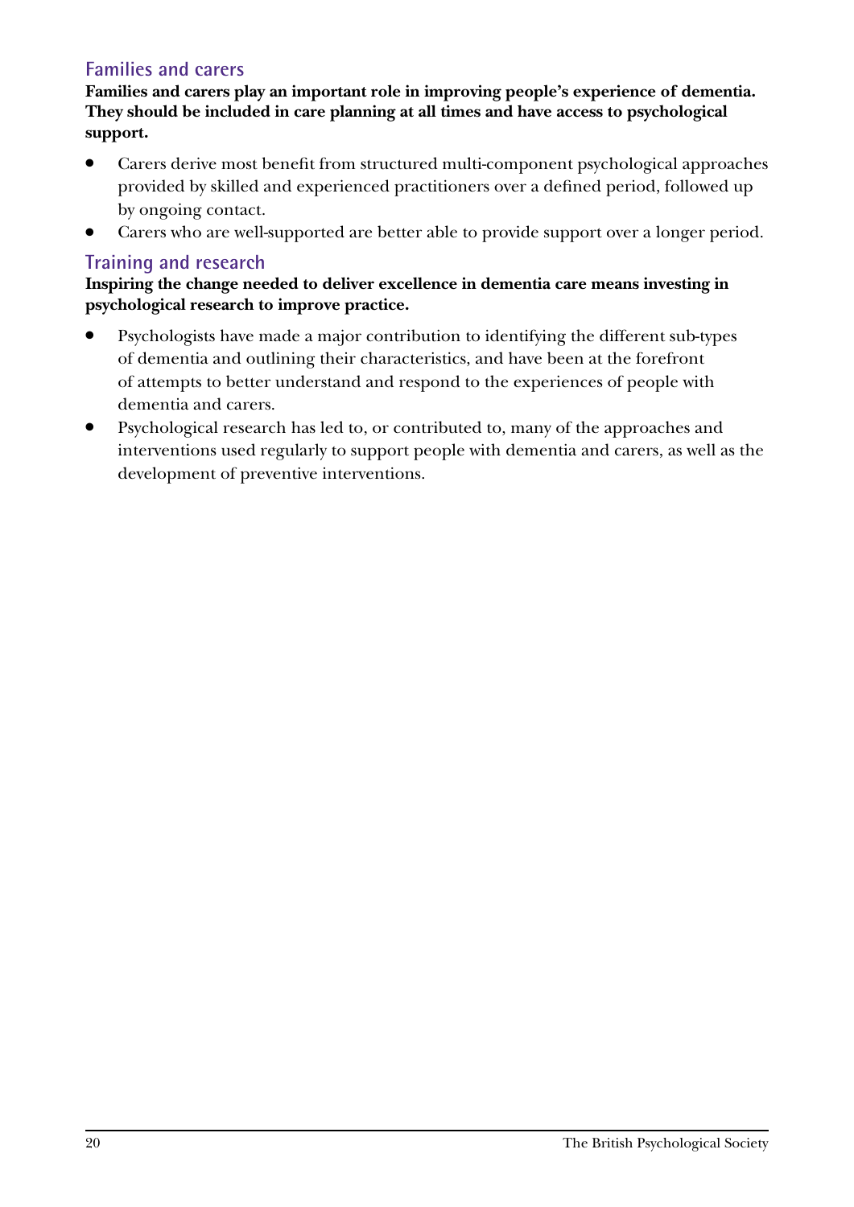## Families and carers

**Families and carers play an important role in improving people's experience of dementia. They should be included in care planning at all times and have access to psychological support.**

- Carers derive most benefit from structured multi-component psychological approaches provided by skilled and experienced practitioners over a defined period, followed up by ongoing contact.
- Carers who are well-supported are better able to provide support over a longer period.

## Training and research

**Inspiring the change needed to deliver excellence in dementia care means investing in psychological research to improve practice.**

- Psychologists have made a major contribution to identifying the different sub-types of dementia and outlining their characteristics, and have been at the forefront of attempts to better understand and respond to the experiences of people with dementia and carers.
- Psychological research has led to, or contributed to, many of the approaches and interventions used regularly to support people with dementia and carers, as well as the development of preventive interventions.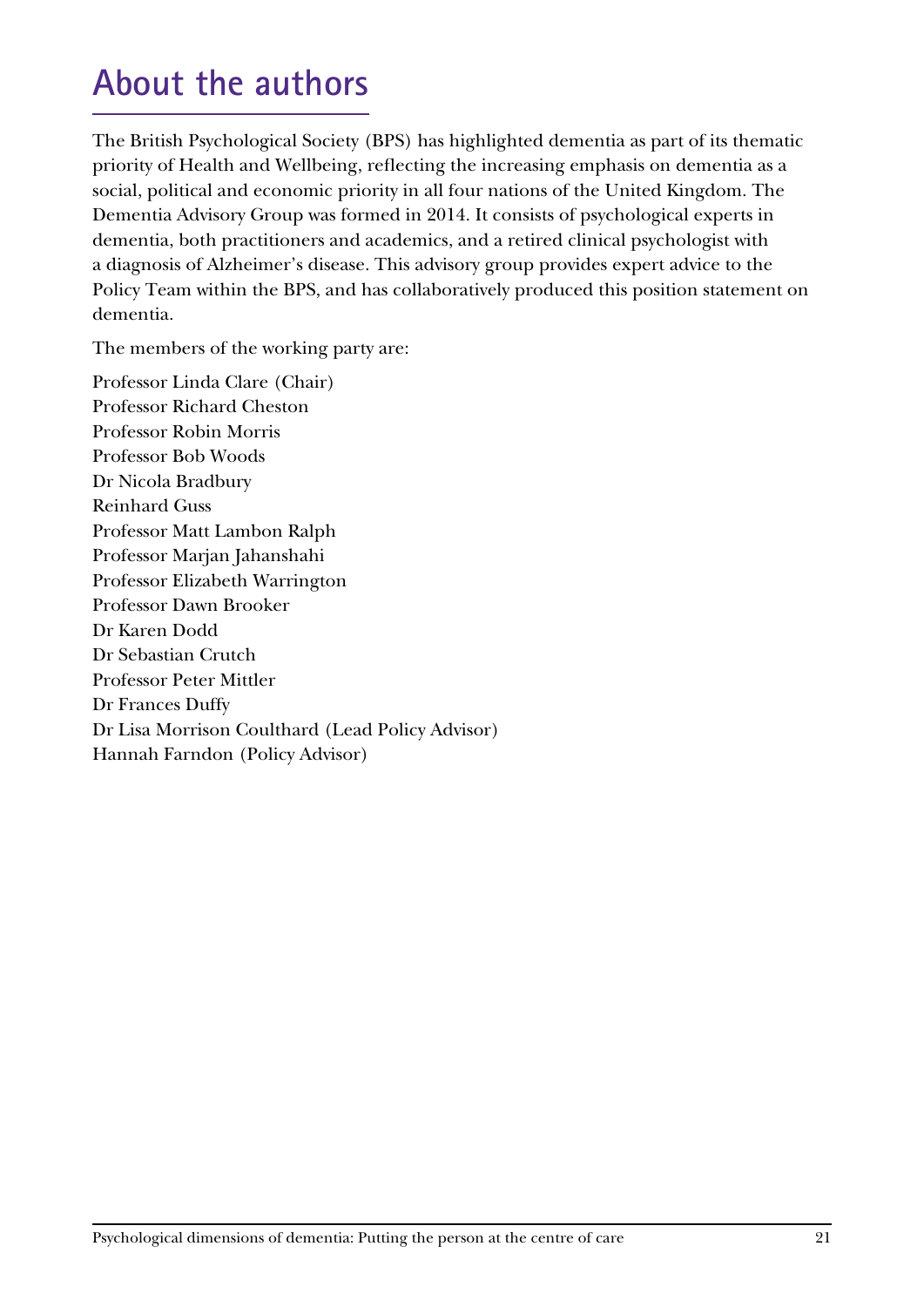# About the authors

The British Psychological Society (BPS) has highlighted dementia as part of its thematic priority of Health and Wellbeing, reflecting the increasing emphasis on dementia as a social, political and economic priority in all four nations of the United Kingdom. The Dementia Advisory Group was formed in 2014. It consists of psychological experts in dementia, both practitioners and academics, and a retired clinical psychologist with a diagnosis of Alzheimer's disease. This advisory group provides expert advice to the Policy Team within the BPS, and has collaboratively produced this position statement on dementia.

The members of the working party are:

Professor Linda Clare (Chair)
Professor Richard Cheston
Professor Robin Morris
Professor Bob Woods
Dr Nicola Bradbury
Reinhard Guss
Professor Matt Lambon Ralph
Professor Marjan Jahanshahi
Professor Elizabeth Warrington
Professor Dawn Brooker
Dr Karen Dodd
Dr Sebastian Crutch
Professor Peter Mittler
Dr Frances Duffy
Dr Lisa Morrison Coulthard (Lead Policy Advisor)
Hannah Farndon (Policy Advisor)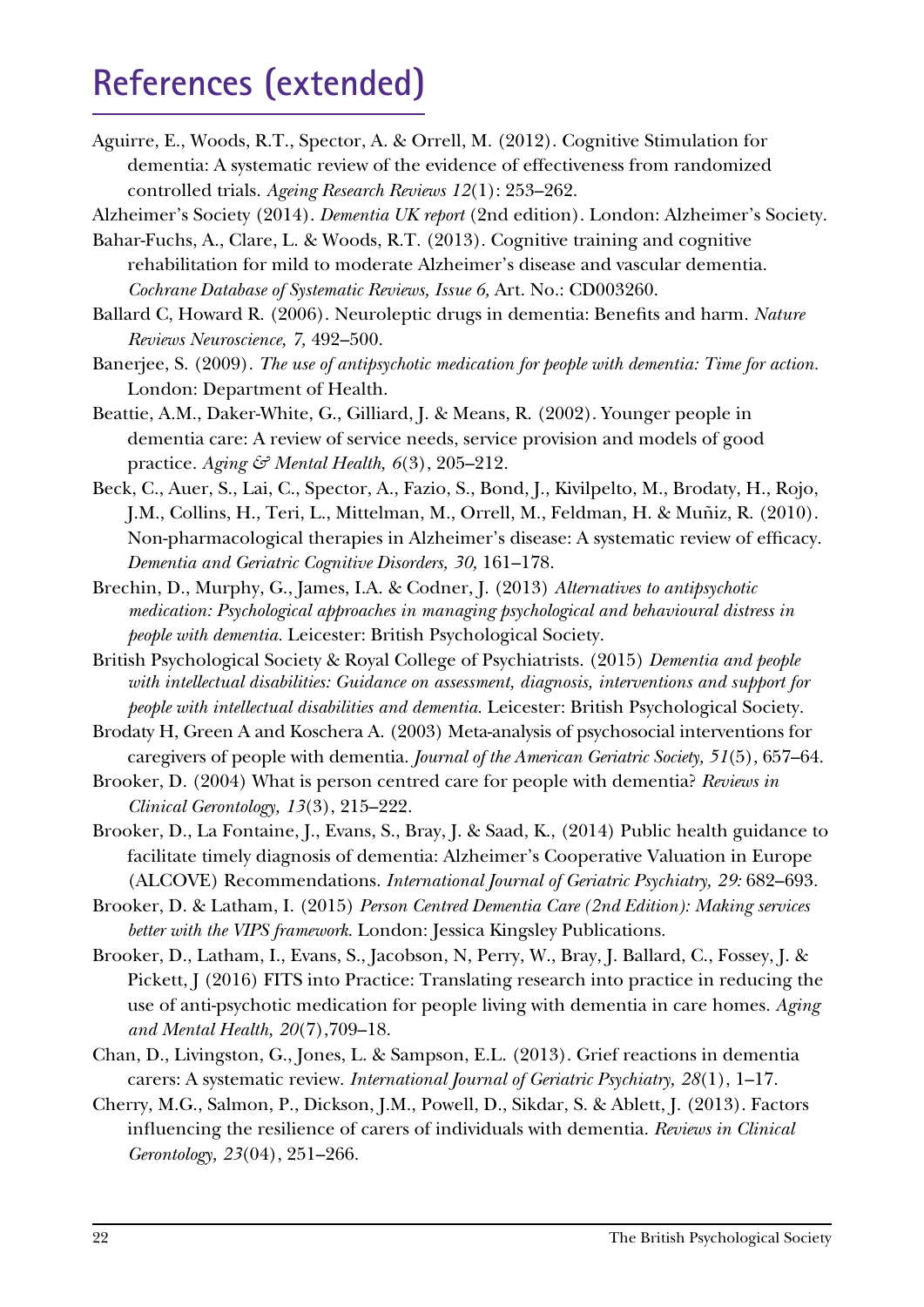# References (extended)

Aguirre, E., Woods, R.T., Spector, A. & Orrell, M. (2012). Cognitive Stimulation for dementia: A systematic review of the evidence of effectiveness from randomized controlled trials. *Ageing Research Reviews 12*(1): 253–262.

Alzheimer's Society (2014). *Dementia UK report* (2nd edition). London: Alzheimer's Society.

Bahar-Fuchs, A., Clare, L. & Woods, R.T. (2013). Cognitive training and cognitive rehabilitation for mild to moderate Alzheimer's disease and vascular dementia. *Cochrane Database of Systematic Reviews, Issue 6,* Art. No.: CD003260.

Ballard C, Howard R. (2006). Neuroleptic drugs in dementia: Benefits and harm. *Nature Reviews Neuroscience, 7,* 492–500.

Banerjee, S. (2009). *The use of antipsychotic medication for people with dementia: Time for action.* London: Department of Health.

Beattie, A.M., Daker-White, G., Gilliard, J. & Means, R. (2002). Younger people in dementia care: A review of service needs, service provision and models of good practice. *Aging & Mental Health, 6*(3), 205–212.

Beck, C., Auer, S., Lai, C., Spector, A., Fazio, S., Bond, J., Kivilpelto, M., Brodaty, H., Rojo, J.M., Collins, H., Teri, L., Mittelman, M., Orrell, M., Feldman, H. & Muñiz, R. (2010). Non-pharmacological therapies in Alzheimer's disease: A systematic review of efficacy. *Dementia and Geriatric Cognitive Disorders, 30,* 161–178.

Brechin, D., Murphy, G., James, I.A. & Codner, J. (2013) *Alternatives to antipsychotic medication: Psychological approaches in managing psychological and behavioural distress in people with dementia.* Leicester: British Psychological Society.

British Psychological Society & Royal College of Psychiatrists. (2015) *Dementia and people with intellectual disabilities: Guidance on assessment, diagnosis, interventions and support for people with intellectual disabilities and dementia.* Leicester: British Psychological Society.

Brodaty H, Green A and Koschera A. (2003) Meta-analysis of psychosocial interventions for caregivers of people with dementia. *Journal of the American Geriatric Society, 51*(5), 657–64.

Brooker, D. (2004) What is person centred care for people with dementia? *Reviews in Clinical Gerontology, 13*(3), 215–222.

Brooker, D., La Fontaine, J., Evans, S., Bray, J. & Saad, K., (2014) Public health guidance to facilitate timely diagnosis of dementia: Alzheimer's Cooperative Valuation in Europe (ALCOVE) Recommendations. *International Journal of Geriatric Psychiatry, 29:* 682–693.

Brooker, D. & Latham, I. (2015) *Person Centred Dementia Care (2nd Edition): Making services better with the VIPS framework.* London: Jessica Kingsley Publications.

Brooker, D., Latham, I., Evans, S., Jacobson, N, Perry, W., Bray, J. Ballard, C., Fossey, J. & Pickett, J (2016) FITS into Practice: Translating research into practice in reducing the use of anti-psychotic medication for people living with dementia in care homes. *Aging and Mental Health, 20*(7),709–18.

Chan, D., Livingston, G., Jones, L. & Sampson, E.L. (2013). Grief reactions in dementia carers: A systematic review. *International Journal of Geriatric Psychiatry, 28*(1), 1–17.

Cherry, M.G., Salmon, P., Dickson, J.M., Powell, D., Sikdar, S. & Ablett, J. (2013). Factors influencing the resilience of carers of individuals with dementia. *Reviews in Clinical Gerontology, 23*(04), 251–266.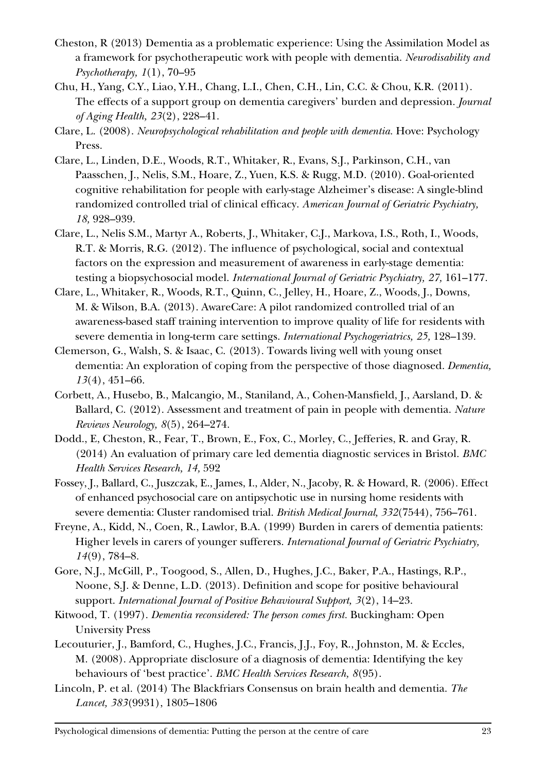Cheston, R (2013) Dementia as a problematic experience: Using the Assimilation Model as a framework for psychotherapeutic work with people with dementia. *Neurodisability and Psychotherapy, 1*(1), 70–95

Chu, H., Yang, C.Y., Liao, Y.H., Chang, L.I., Chen, C.H., Lin, C.C. & Chou, K.R. (2011). The effects of a support group on dementia caregivers' burden and depression. *Journal of Aging Health, 23*(2), 228–41.

Clare, L. (2008). *Neuropsychological rehabilitation and people with dementia.* Hove: Psychology Press.

Clare, L., Linden, D.E., Woods, R.T., Whitaker, R., Evans, S.J., Parkinson, C.H., van Paasschen, J., Nelis, S.M., Hoare, Z., Yuen, K.S. & Rugg, M.D. (2010). Goal-oriented cognitive rehabilitation for people with early-stage Alzheimer's disease: A single-blind randomized controlled trial of clinical efficacy. *American Journal of Geriatric Psychiatry, 18,* 928–939.

Clare, L., Nelis S.M., Martyr A., Roberts, J., Whitaker, C.J., Markova, I.S., Roth, I., Woods, R.T. & Morris, R.G. (2012). The influence of psychological, social and contextual factors on the expression and measurement of awareness in early-stage dementia: testing a biopsychosocial model. *International Journal of Geriatric Psychiatry, 27,* 161–177.

Clare, L., Whitaker, R., Woods, R.T., Quinn, C., Jelley, H., Hoare, Z., Woods, J., Downs, M. & Wilson, B.A. (2013). AwareCare: A pilot randomized controlled trial of an awareness-based staff training intervention to improve quality of life for residents with severe dementia in long-term care settings. *International Psychogeriatrics, 25,* 128–139.

Clemerson, G., Walsh, S. & Isaac, C. (2013). Towards living well with young onset dementia: An exploration of coping from the perspective of those diagnosed. *Dementia, 13*(4), 451–66.

Corbett, A., Husebo, B., Malcangio, M., Staniland, A., Cohen-Mansfield, J., Aarsland, D. & Ballard, C. (2012). Assessment and treatment of pain in people with dementia. *Nature Reviews Neurology, 8*(5), 264–274.

Dodd., E, Cheston, R., Fear, T., Brown, E., Fox, C., Morley, C., Jefferies, R. and Gray, R. (2014) An evaluation of primary care led dementia diagnostic services in Bristol. *BMC Health Services Research, 14,* 592

Fossey, J., Ballard, C., Juszczak, E., James, I., Alder, N., Jacoby, R. & Howard, R. (2006). Effect of enhanced psychosocial care on antipsychotic use in nursing home residents with severe dementia: Cluster randomised trial. *British Medical Journal, 332*(7544), 756–761.

Freyne, A., Kidd, N., Coen, R., Lawlor, B.A. (1999) Burden in carers of dementia patients: Higher levels in carers of younger sufferers. *International Journal of Geriatric Psychiatry, 14*(9), 784–8.

Gore, N.J., McGill, P., Toogood, S., Allen, D., Hughes, J.C., Baker, P.A., Hastings, R.P., Noone, S.J. & Denne, L.D. (2013). Definition and scope for positive behavioural support. *International Journal of Positive Behavioural Support, 3*(2), 14–23.

Kitwood, T. (1997). *Dementia reconsidered: The person comes first.* Buckingham: Open University Press

Lecouturier, J., Bamford, C., Hughes, J.C., Francis, J.J., Foy, R., Johnston, M. & Eccles, M. (2008). Appropriate disclosure of a diagnosis of dementia: Identifying the key behaviours of 'best practice'. *BMC Health Services Research, 8*(95).

Lincoln, P. et al. (2014) The Blackfriars Consensus on brain health and dementia. *The Lancet, 383*(9931), 1805–1806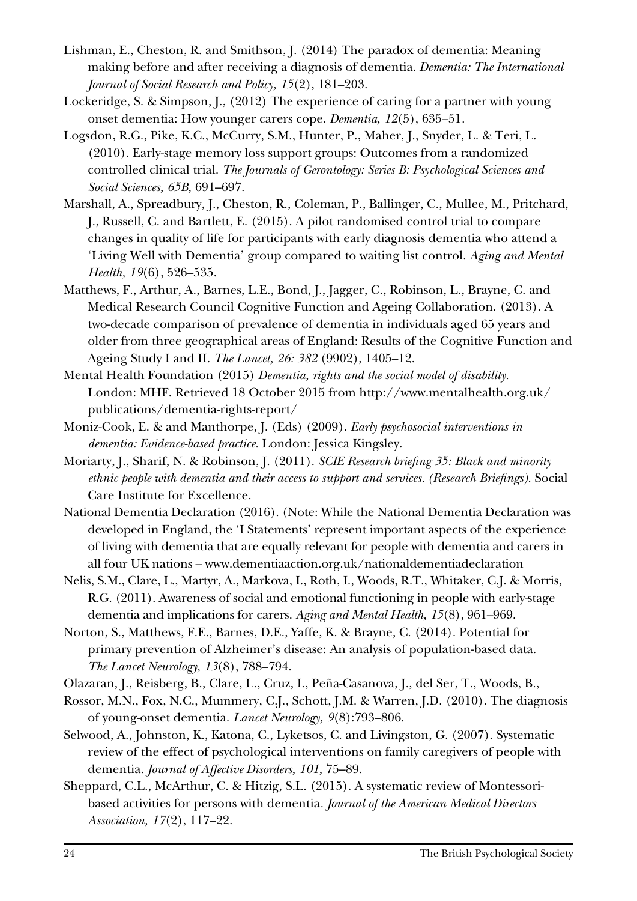Lishman, E., Cheston, R. and Smithson, J. (2014) The paradox of dementia: Meaning making before and after receiving a diagnosis of dementia. *Dementia: The International Journal of Social Research and Policy, 15*(2), 181–203.

Lockeridge, S. & Simpson, J., (2012) The experience of caring for a partner with young onset dementia: How younger carers cope. *Dementia, 12*(5), 635–51.

Logsdon, R.G., Pike, K.C., McCurry, S.M., Hunter, P., Maher, J., Snyder, L. & Teri, L. (2010). Early-stage memory loss support groups: Outcomes from a randomized controlled clinical trial. *The Journals of Gerontology: Series B: Psychological Sciences and Social Sciences, 65B,* 691–697.

Marshall, A., Spreadbury, J., Cheston, R., Coleman, P., Ballinger, C., Mullee, M., Pritchard, J., Russell, C. and Bartlett, E. (2015). A pilot randomised control trial to compare changes in quality of life for participants with early diagnosis dementia who attend a 'Living Well with Dementia' group compared to waiting list control. *Aging and Mental Health, 19*(6), 526–535.

Matthews, F., Arthur, A., Barnes, L.E., Bond, J., Jagger, C., Robinson, L., Brayne, C. and Medical Research Council Cognitive Function and Ageing Collaboration. (2013). A two-decade comparison of prevalence of dementia in individuals aged 65 years and older from three geographical areas of England: Results of the Cognitive Function and Ageing Study I and II. *The Lancet, 26: 382* (9902), 1405–12.

Mental Health Foundation (2015) *Dementia, rights and the social model of disability.* London: MHF. Retrieved 18 October 2015 from http://www.mentalhealth.org.uk/publications/dementia-rights-report/

Moniz-Cook, E. & and Manthorpe, J. (Eds) (2009). *Early psychosocial interventions in dementia: Evidence-based practice.* London: Jessica Kingsley.

Moriarty, J., Sharif, N. & Robinson, J. (2011). *SCIE Research briefing 35: Black and minority ethnic people with dementia and their access to support and services. (Research Briefings).* Social Care Institute for Excellence.

National Dementia Declaration (2016). (Note: While the National Dementia Declaration was developed in England, the 'I Statements' represent important aspects of the experience of living with dementia that are equally relevant for people with dementia and carers in all four UK nations – www.dementiaaction.org.uk/nationaldementiadeclaration

Nelis, S.M., Clare, L., Martyr, A., Markova, I., Roth, I., Woods, R.T., Whitaker, C.J. & Morris, R.G. (2011). Awareness of social and emotional functioning in people with early-stage dementia and implications for carers. *Aging and Mental Health, 15*(8), 961–969.

Norton, S., Matthews, F.E., Barnes, D.E., Yaffe, K. & Brayne, C. (2014). Potential for primary prevention of Alzheimer's disease: An analysis of population-based data. *The Lancet Neurology, 13*(8), 788–794.

Olazaran, J., Reisberg, B., Clare, L., Cruz, I., Peña-Casanova, J., del Ser, T., Woods, B.,

Rossor, M.N., Fox, N.C., Mummery, C.J., Schott, J.M. & Warren, J.D. (2010). The diagnosis of young-onset dementia. *Lancet Neurology, 9*(8):793–806.

Selwood, A., Johnston, K., Katona, C., Lyketsos, C. and Livingston, G. (2007). Systematic review of the effect of psychological interventions on family caregivers of people with dementia. *Journal of Affective Disorders, 101,* 75–89.

Sheppard, C.L., McArthur, C. & Hitzig, S.L. (2015). A systematic review of Montessori-based activities for persons with dementia. *Journal of the American Medical Directors Association, 17*(2), 117–22.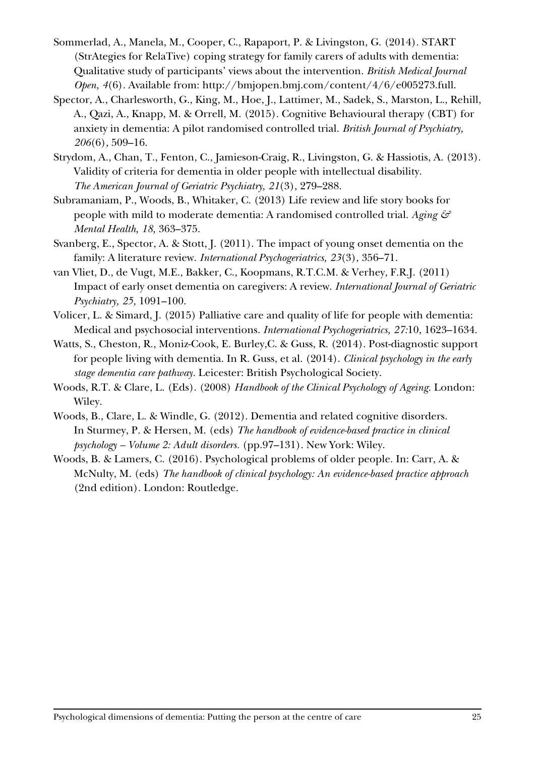Sommerlad, A., Manela, M., Cooper, C., Rapaport, P. & Livingston, G. (2014). START (StrAtegies for RelaTive) coping strategy for family carers of adults with dementia: Qualitative study of participants' views about the intervention. *British Medical Journal Open, 4*(6). Available from: http://bmjopen.bmj.com/content/4/6/e005273.full.

Spector, A., Charlesworth, G., King, M., Hoe, J., Lattimer, M., Sadek, S., Marston, L., Rehill, A., Qazi, A., Knapp, M. & Orrell, M. (2015). Cognitive Behavioural therapy (CBT) for anxiety in dementia: A pilot randomised controlled trial. *British Journal of Psychiatry, 206*(6), 509–16.

Strydom, A., Chan, T., Fenton, C., Jamieson-Craig, R., Livingston, G. & Hassiotis, A. (2013). Validity of criteria for dementia in older people with intellectual disability. *The American Journal of Geriatric Psychiatry, 21*(3), 279–288.

Subramaniam, P., Woods, B., Whitaker, C. (2013) Life review and life story books for people with mild to moderate dementia: A randomised controlled trial. *Aging & Mental Health, 18,* 363–375.

Svanberg, E., Spector, A. & Stott, J. (2011). The impact of young onset dementia on the family: A literature review. *International Psychogeriatrics, 23*(3), 356–71.

van Vliet, D., de Vugt, M.E., Bakker, C., Koopmans, R.T.C.M. & Verhey, F.R.J. (2011) Impact of early onset dementia on caregivers: A review. *International Journal of Geriatric Psychiatry, 25,* 1091–100.

Volicer, L. & Simard, J. (2015) Palliative care and quality of life for people with dementia: Medical and psychosocial interventions. *International Psychogeriatrics, 27:*10, 1623–1634.

Watts, S., Cheston, R., Moniz-Cook, E. Burley,C. & Guss, R. (2014). Post-diagnostic support for people living with dementia. In R. Guss, et al. (2014). *Clinical psychology in the early stage dementia care pathway.* Leicester: British Psychological Society.

Woods, R.T. & Clare, L. (Eds). (2008) *Handbook of the Clinical Psychology of Ageing.* London: Wiley.

Woods, B., Clare, L. & Windle, G. (2012). Dementia and related cognitive disorders. In Sturmey, P. & Hersen, M. (eds) *The handbook of evidence-based practice in clinical psychology – Volume 2: Adult disorders.* (pp.97–131). New York: Wiley.

Woods, B. & Lamers, C. (2016). Psychological problems of older people. In: Carr, A. & McNulty, M. (eds) *The handbook of clinical psychology: An evidence-based practice approach* (2nd edition). London: Routledge.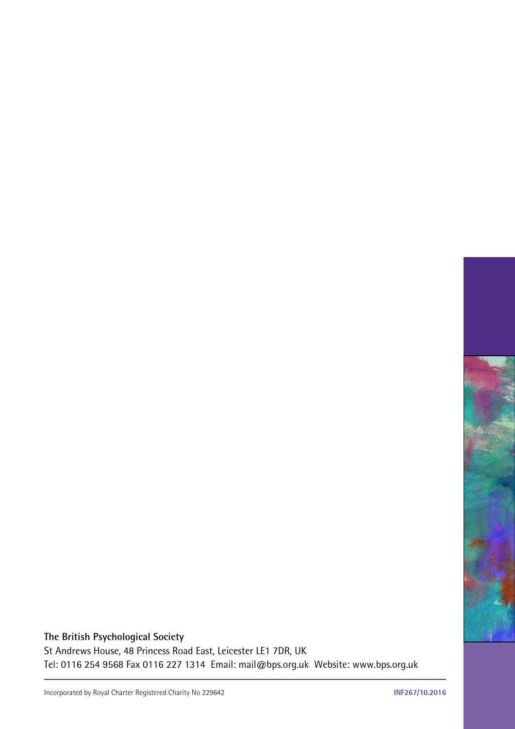**The British Psychological Society**

St Andrews House, 48 Princess Road East, Leicester LE1 7DR, UK

Tel: 0116 254 9568 Fax 0116 227 1314 Email: mail@bps.org.uk Website: www.bps.org.uk

Incorporated by Royal Charter Registered Charity No 229642

INF267/10.2016